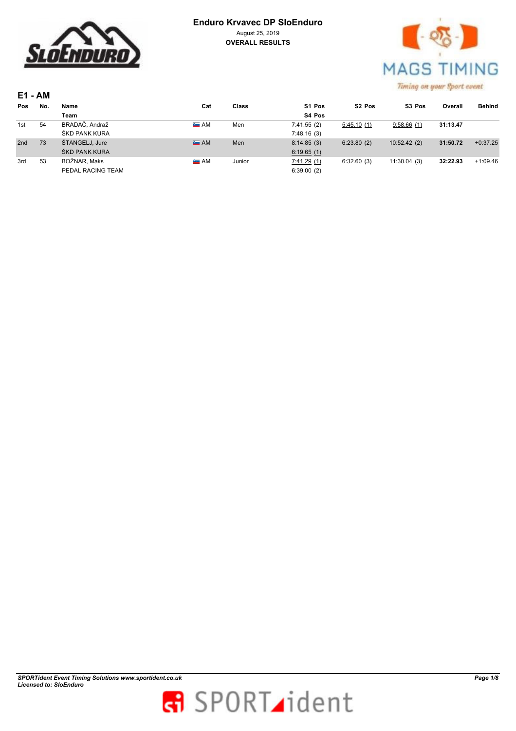# Enduro Krvavec DP SloEnduro

August 25, 2019

**OVERALL RESULTS**

## E1 - AM

| Pos | No. | Name / Team | Cat | Class | S1 Pos / S4 Pos | S2 Pos | S3 Pos | Overall | Behind |
|---|---|---|---|---|---|---|---|---|---|
| 1st | 54 | BRADAČ, Andraž<br>ŠKD PANK KURA | AM | Men | 7:41.55 (2)<br>7:48.16 (3) | 5:45.10 (1) | 9:58.66 (1) | **31:13.47** | |
| 2nd | 73 | ŠTANGELJ, Jure<br>ŠKD PANK KURA | AM | Men | 8:14.85 (3)<br>6:19.65 (1) | 6:23.80 (2) | 10:52.42 (2) | **31:50.72** | +0:37.25 |
| 3rd | 53 | BOŽNAR, Maks<br>PEDAL RACING TEAM | AM | Junior | 7:41.29 (1)<br>6:39.00 (2) | 6:32.60 (3) | 11:30.04 (3) | **32:22.93** | +1:09.46 |

*SPORTident Event Timing Solutions www.sportident.co.uk*
*Licensed to: SloEnduro*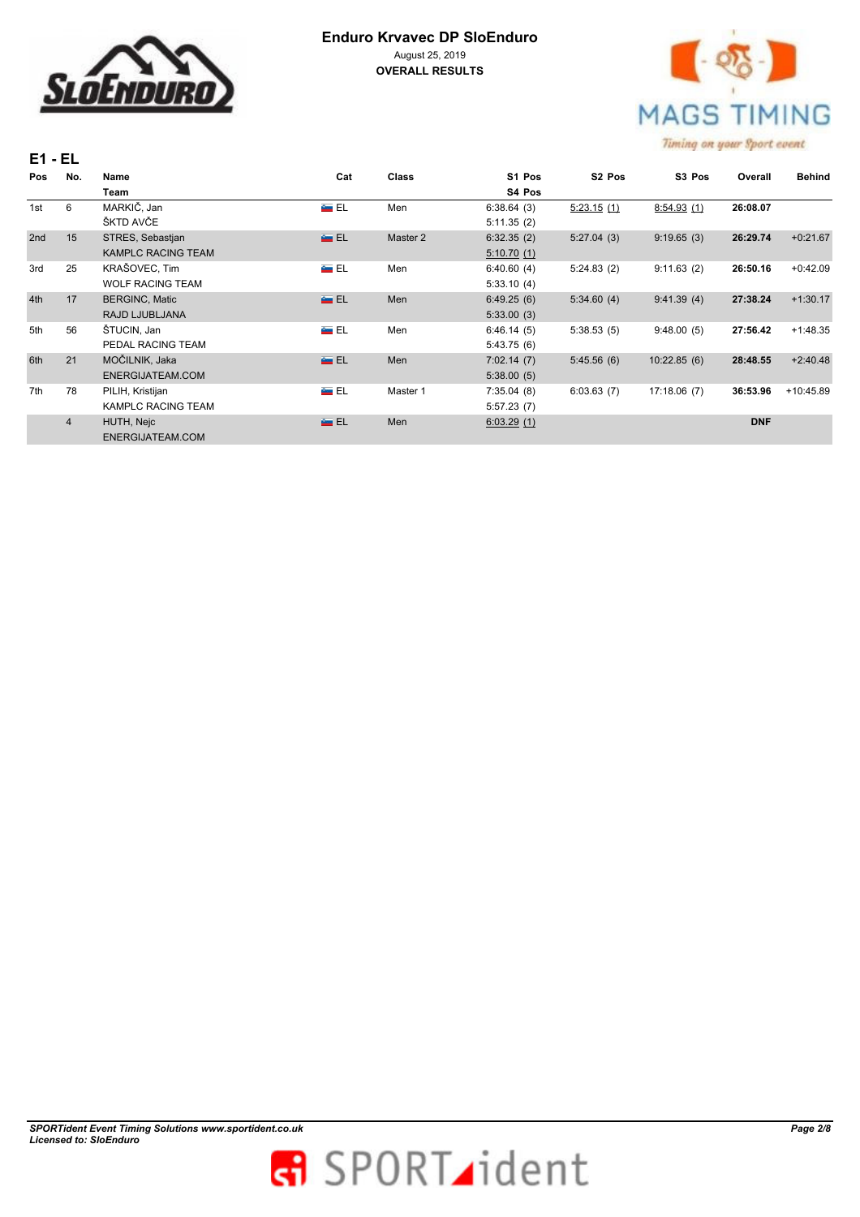# Enduro Krvavec DP SloEnduro

August 25, 2019

**OVERALL RESULTS**

## E1 - EL

| Pos | No. | Name / Team | Cat | Class | S1 Pos / S4 Pos | S2 Pos | S3 Pos | Overall | Behind |
|---|---|---|---|---|---|---|---|---|---|
| 1st | 6 | MARKIČ, Jan<br>ŠKTD AVČE | EL | Men | 6:38.64 (3)<br>5:11.35 (2) | 5:23.15 (1) | 8:54.93 (1) | **26:08.07** | |
| 2nd | 15 | STRES, Sebastjan<br>KAMPLC RACING TEAM | EL | Master 2 | 6:32.35 (2)<br>5:10.70 (1) | 5:27.04 (3) | 9:19.65 (3) | **26:29.74** | +0:21.67 |
| 3rd | 25 | KRAŠOVEC, Tim<br>WOLF RACING TEAM | EL | Men | 6:40.60 (4)<br>5:33.10 (4) | 5:24.83 (2) | 9:11.63 (2) | **26:50.16** | +0:42.09 |
| 4th | 17 | BERGINC, Matic<br>RAJD LJUBLJANA | EL | Men | 6:49.25 (6)<br>5:33.00 (3) | 5:34.60 (4) | 9:41.39 (4) | **27:38.24** | +1:30.17 |
| 5th | 56 | ŠTUCIN, Jan<br>PEDAL RACING TEAM | EL | Men | 6:46.14 (5)<br>5:43.75 (6) | 5:38.53 (5) | 9:48.00 (5) | **27:56.42** | +1:48.35 |
| 6th | 21 | MOČILNIK, Jaka<br>ENERGIJATEAM.COM | EL | Men | 7:02.14 (7)<br>5:38.00 (5) | 5:45.56 (6) | 10:22.85 (6) | **28:48.55** | +2:40.48 |
| 7th | 78 | PILIH, Kristijan<br>KAMPLC RACING TEAM | EL | Master 1 | 7:35.04 (8)<br>5:57.23 (7) | 6:03.63 (7) | 17:18.06 (7) | **36:53.96** | +10:45.89 |
| | 4 | HUTH, Nejc<br>ENERGIJATEAM.COM | EL | Men | 6:03.29 (1) | | | **DNF** | |

*SPORTident Event Timing Solutions www.sportident.co.uk*
*Licensed to: SloEnduro*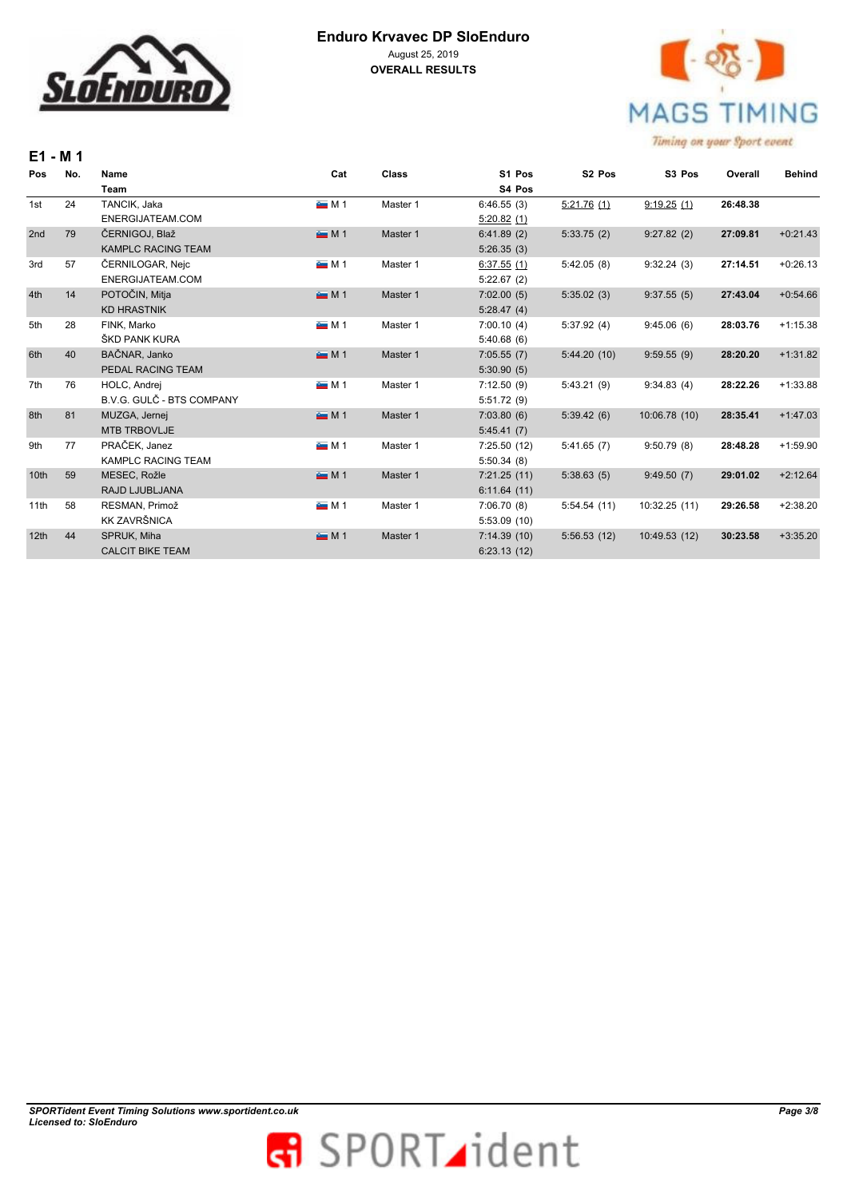# Enduro Krvavec DP SloEnduro

August 25, 2019

**OVERALL RESULTS**

## E1 - M 1

| Pos | No. | Name / Team | Cat | Class | S1 Pos / S4 Pos | S2 Pos | S3 Pos | Overall | Behind |
|---|---|---|---|---|---|---|---|---|---|
| 1st | 24 | TANCIK, Jaka<br>ENERGIJATEAM.COM | M 1 | Master 1 | 6:46.55 (3)<br>5:20.82 (1) | 5:21.76 (1) | 9:19.25 (1) | **26:48.38** | |
| 2nd | 79 | ČERNIGOJ, Blaž<br>KAMPLC RACING TEAM | M 1 | Master 1 | 6:41.89 (2)<br>5:26.35 (3) | 5:33.75 (2) | 9:27.82 (2) | **27:09.81** | +0:21.43 |
| 3rd | 57 | ČERNILOGAR, Nejc<br>ENERGIJATEAM.COM | M 1 | Master 1 | 6:37.55 (1)<br>5:22.67 (2) | 5:42.05 (8) | 9:32.24 (3) | **27:14.51** | +0:26.13 |
| 4th | 14 | POTOČIN, Mitja<br>KD HRASTNIK | M 1 | Master 1 | 7:02.00 (5)<br>5:28.47 (4) | 5:35.02 (3) | 9:37.55 (5) | **27:43.04** | +0:54.66 |
| 5th | 28 | FINK, Marko<br>ŠKD PANK KURA | M 1 | Master 1 | 7:00.10 (4)<br>5:40.68 (6) | 5:37.92 (4) | 9:45.06 (6) | **28:03.76** | +1:15.38 |
| 6th | 40 | BAČNAR, Janko<br>PEDAL RACING TEAM | M 1 | Master 1 | 7:05.55 (7)<br>5:30.90 (5) | 5:44.20 (10) | 9:59.55 (9) | **28:20.20** | +1:31.82 |
| 7th | 76 | HOLC, Andrej<br>B.V.G. GULČ - BTS COMPANY | M 1 | Master 1 | 7:12.50 (9)<br>5:51.72 (9) | 5:43.21 (9) | 9:34.83 (4) | **28:22.26** | +1:33.88 |
| 8th | 81 | MUZGA, Jernej<br>MTB TRBOVLJE | M 1 | Master 1 | 7:03.80 (6)<br>5:45.41 (7) | 5:39.42 (6) | 10:06.78 (10) | **28:35.41** | +1:47.03 |
| 9th | 77 | PRAČEK, Janez<br>KAMPLC RACING TEAM | M 1 | Master 1 | 7:25.50 (12)<br>5:50.34 (8) | 5:41.65 (7) | 9:50.79 (8) | **28:48.28** | +1:59.90 |
| 10th | 59 | MESEC, Rožle<br>RAJD LJUBLJANA | M 1 | Master 1 | 7:21.25 (11)<br>6:11.64 (11) | 5:38.63 (5) | 9:49.50 (7) | **29:01.02** | +2:12.64 |
| 11th | 58 | RESMAN, Primož<br>KK ZAVRŠNICA | M 1 | Master 1 | 7:06.70 (8)<br>5:53.09 (10) | 5:54.54 (11) | 10:32.25 (11) | **29:26.58** | +2:38.20 |
| 12th | 44 | SPRUK, Miha<br>CALCIT BIKE TEAM | M 1 | Master 1 | 7:14.39 (10)<br>6:23.13 (12) | 5:56.53 (12) | 10:49.53 (12) | **30:23.58** | +3:35.20 |

*SPORTident Event Timing Solutions www.sportident.co.uk*
*Licensed to: SloEnduro*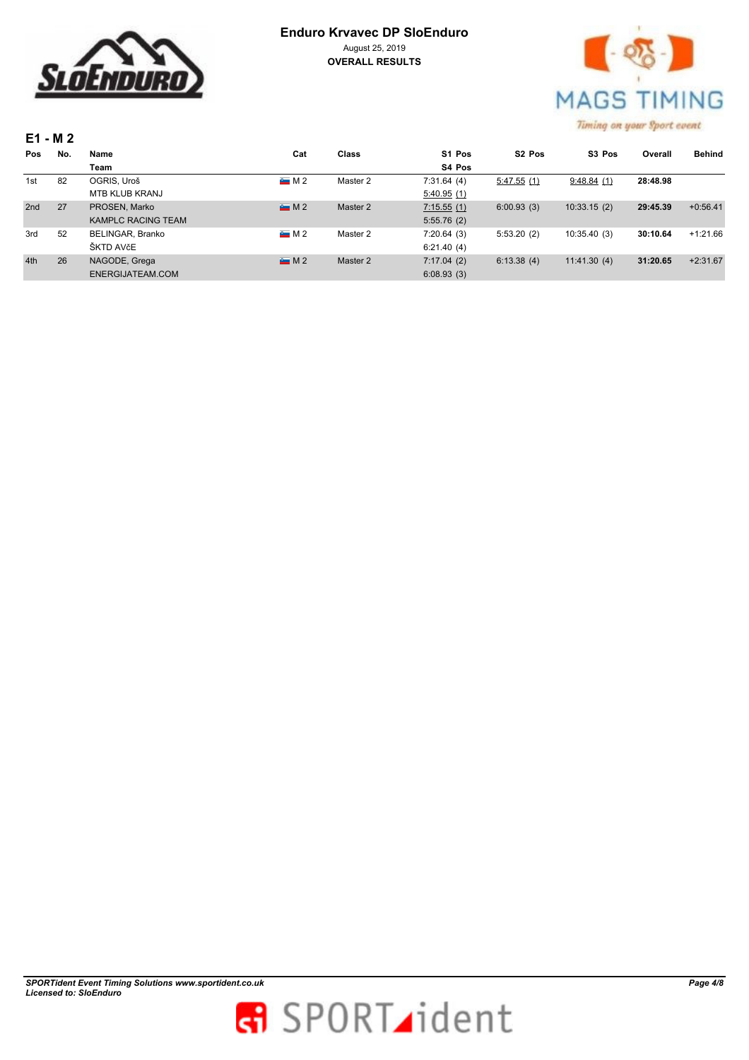**Enduro Krvavec DP SloEnduro**

August 25, 2019

**OVERALL RESULTS**

### E1 - M 2

| Pos | No. | Name / Team | Cat | Class | S1 Pos / S4 Pos | S2 Pos | S3 Pos | Overall | Behind |
|---|---|---|---|---|---|---|---|---|---|
| 1st | 82 | OGRIS, Uroš | M 2 | Master 2 | 7:31.64 (4) | 5:47.55 (1) | 9:48.84 (1) | **28:48.98** | |
| | | MTB KLUB KRANJ | | | 5:40.95 (1) | | | | |
| 2nd | 27 | PROSEN, Marko | M 2 | Master 2 | 7:15.55 (1) | 6:00.93 (3) | 10:33.15 (2) | **29:45.39** | +0:56.41 |
| | | KAMPLC RACING TEAM | | | 5:55.76 (2) | | | | |
| 3rd | 52 | BELINGAR, Branko | M 2 | Master 2 | 7:20.64 (3) | 5:53.20 (2) | 10:35.40 (3) | **30:10.64** | +1:21.66 |
| | | ŠKTD AVčE | | | 6:21.40 (4) | | | | |
| 4th | 26 | NAGODE, Grega | M 2 | Master 2 | 7:17.04 (2) | 6:13.38 (4) | 11:41.30 (4) | **31:20.65** | +2:31.67 |
| | | ENERGIJATEAM.COM | | | 6:08.93 (3) | | | | |

*SPORTident Event Timing Solutions www.sportident.co.uk*
*Licensed to: SloEnduro*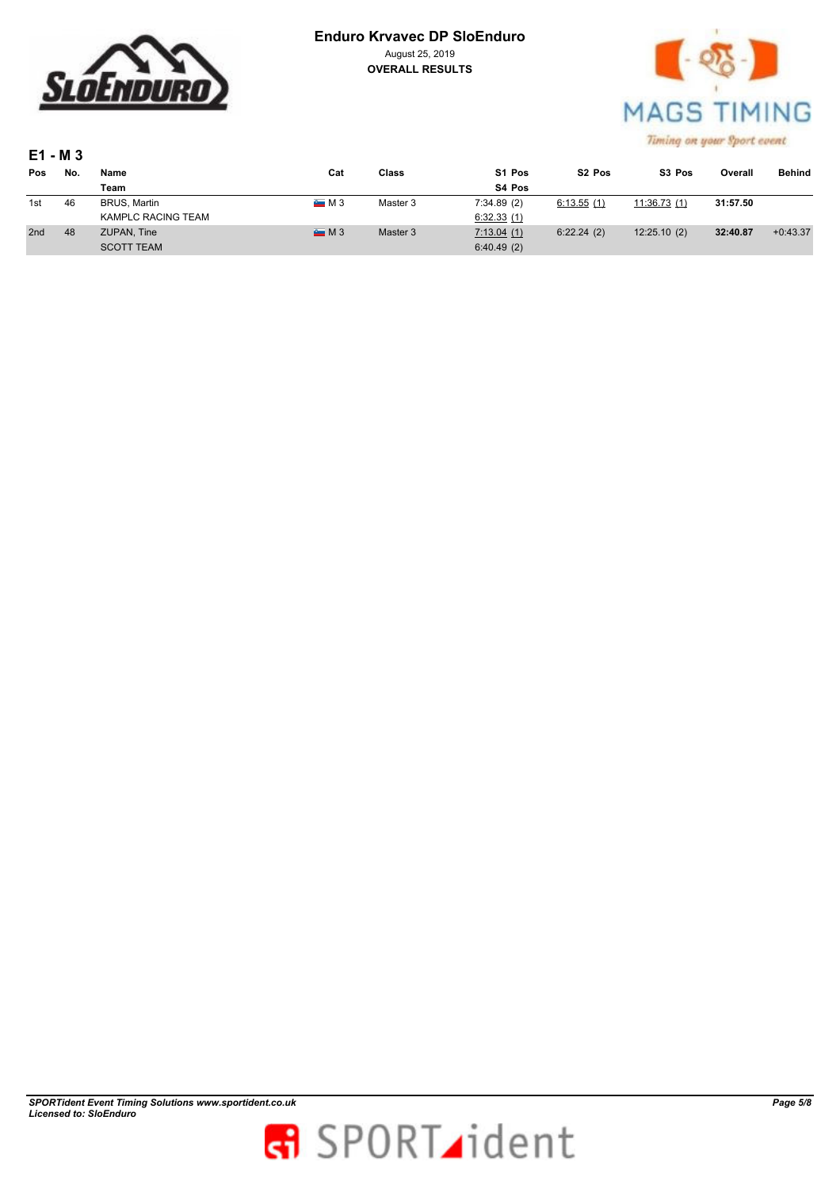**Enduro Krvavec DP SloEnduro**

August 25, 2019

**OVERALL RESULTS**

## E1 - M 3

| Pos | No. | Name / Team | Cat | Class | S1 Pos / S4 Pos | S2 Pos | S3 Pos | Overall | Behind |
|---|---|---|---|---|---|---|---|---|---|
| 1st | 46 | BRUS, Martin | M 3 | Master 3 | 7:34.89 (2) | 6:13.55 (1) | 11:36.73 (1) | **31:57.50** | |
| | | KAMPLC RACING TEAM | | | 6:32.33 (1) | | | | |
| 2nd | 48 | ZUPAN, Tine | M 3 | Master 3 | 7:13.04 (1) | 6:22.24 (2) | 12:25.10 (2) | **32:40.87** | +0:43.37 |
| | | SCOTT TEAM | | | 6:40.49 (2) | | | | |

*SPORTident Event Timing Solutions www.sportident.co.uk*
*Licensed to: SloEnduro*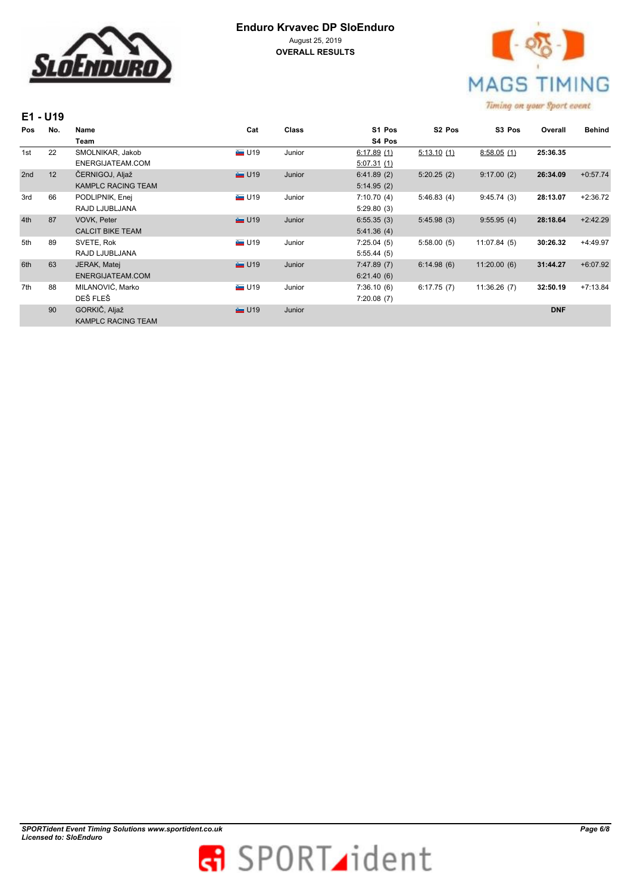**Enduro Krvavec DP SloEnduro**
August 25, 2019
**OVERALL RESULTS**

## E1 - U19

| Pos | No. | Name / Team | Cat | Class | S1 Pos / S4 Pos | S2 Pos | S3 Pos | Overall | Behind |
|---|---|---|---|---|---|---|---|---|---|
| 1st | 22 | SMOLNIKAR, Jakob<br>ENERGIJATEAM.COM | U19 | Junior | 6:17.89 (1)<br>5:07.31 (1) | 5:13.10 (1) | 8:58.05 (1) | **25:36.35** | |
| 2nd | 12 | ČERNIGOJ, Aljaž<br>KAMPLC RACING TEAM | U19 | Junior | 6:41.89 (2)<br>5:14.95 (2) | 5:20.25 (2) | 9:17.00 (2) | **26:34.09** | +0:57.74 |
| 3rd | 66 | PODLIPNIK, Enej<br>RAJD LJUBLJANA | U19 | Junior | 7:10.70 (4)<br>5:29.80 (3) | 5:46.83 (4) | 9:45.74 (3) | **28:13.07** | +2:36.72 |
| 4th | 87 | VOVK, Peter<br>CALCIT BIKE TEAM | U19 | Junior | 6:55.35 (3)<br>5:41.36 (4) | 5:45.98 (3) | 9:55.95 (4) | **28:18.64** | +2:42.29 |
| 5th | 89 | SVETE, Rok<br>RAJD LJUBLJANA | U19 | Junior | 7:25.04 (5)<br>5:55.44 (5) | 5:58.00 (5) | 11:07.84 (5) | **30:26.32** | +4:49.97 |
| 6th | 63 | JERAK, Matej<br>ENERGIJATEAM.COM | U19 | Junior | 7:47.89 (7)<br>6:21.40 (6) | 6:14.98 (6) | 11:20.00 (6) | **31:44.27** | +6:07.92 |
| 7th | 88 | MILANOVIĆ, Marko<br>DEŠ FLEŠ | U19 | Junior | 7:36.10 (6)<br>7:20.08 (7) | 6:17.75 (7) | 11:36.26 (7) | **32:50.19** | +7:13.84 |
| | 90 | GORKIČ, Aljaž<br>KAMPLC RACING TEAM | U19 | Junior | | | | **DNF** | |

*SPORTident Event Timing Solutions www.sportident.co.uk*
*Licensed to: SloEnduro*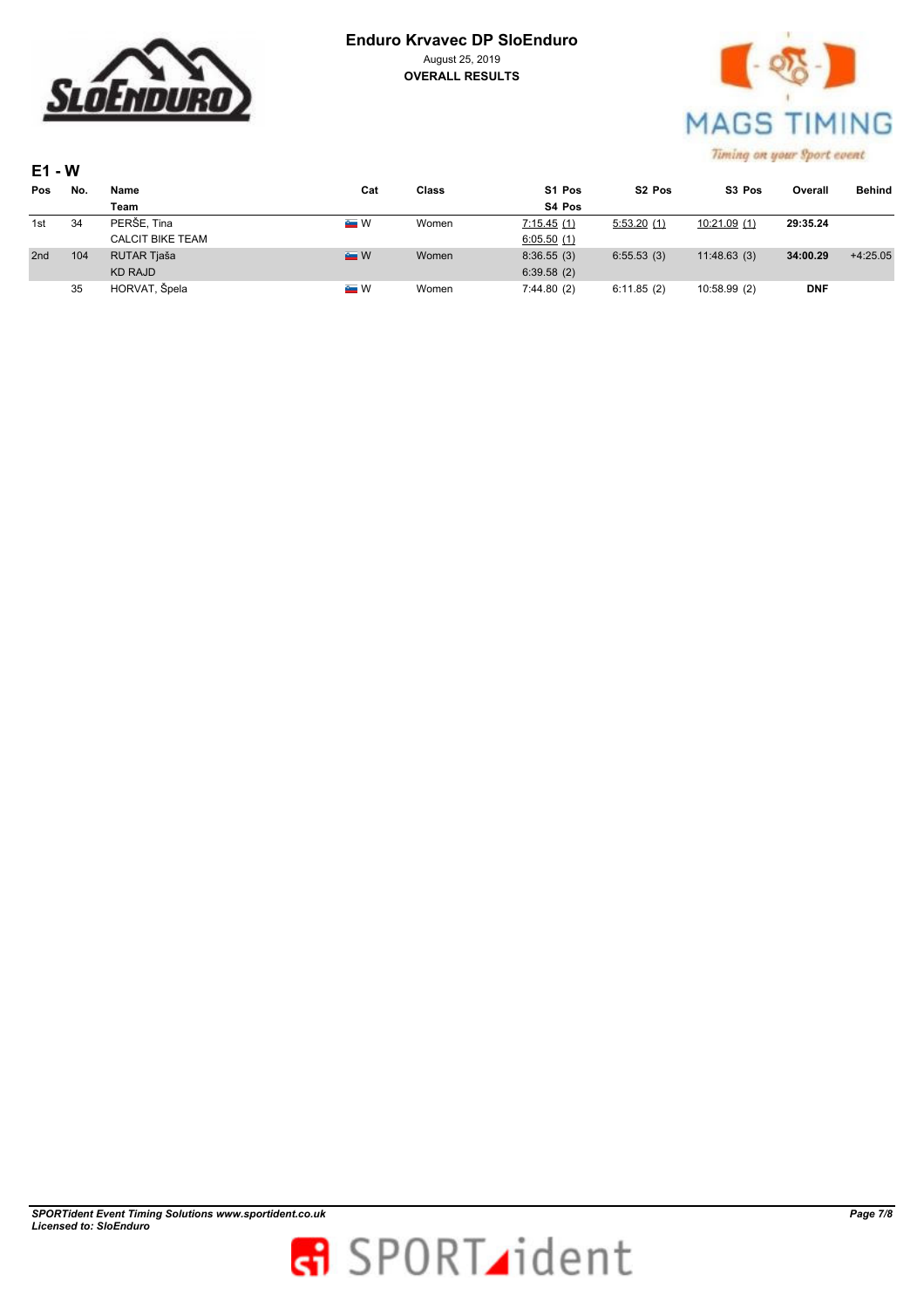# Enduro Krvavec DP SloEnduro

August 25, 2019

**OVERALL RESULTS**

## E1 - W

| Pos | No. | Name / Team | Cat | Class | S1 Pos / S4 Pos | S2 Pos | S3 Pos | Overall | Behind |
|---|---|---|---|---|---|---|---|---|---|
| 1st | 34 | PERŠE, Tina<br>CALCIT BIKE TEAM | W | Women | 7:15.45 (1)<br>6:05.50 (1) | 5:53.20 (1) | 10:21.09 (1) | **29:35.24** | |
| 2nd | 104 | RUTAR Tjaša<br>KD RAJD | W | Women | 8:36.55 (3)<br>6:39.58 (2) | 6:55.53 (3) | 11:48.63 (3) | **34:00.29** | +4:25.05 |
| | 35 | HORVAT, Špela | W | Women | 7:44.80 (2) | 6:11.85 (2) | 10:58.99 (2) | **DNF** | |

*SPORTident Event Timing Solutions www.sportident.co.uk*
*Licensed to: SloEnduro*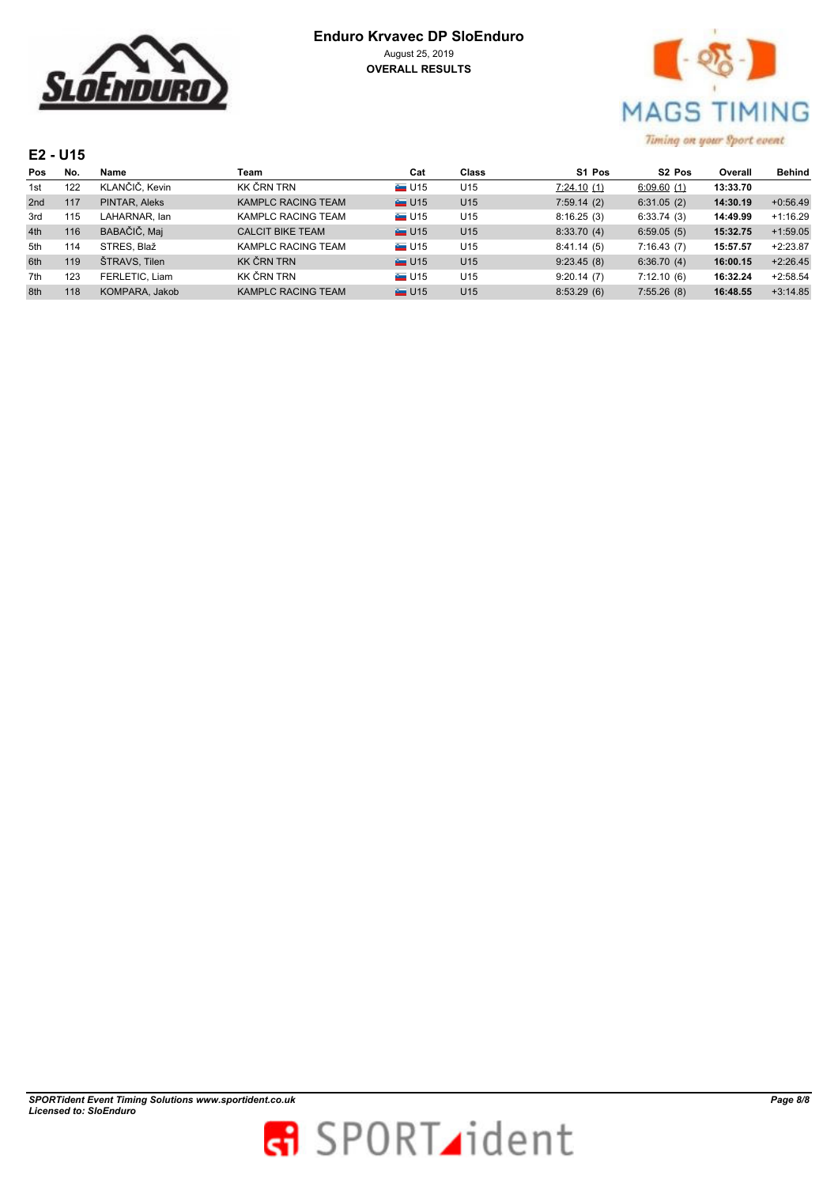**Enduro Krvavec DP SloEnduro**

August 25, 2019

**OVERALL RESULTS**

## E2 - U15

| Pos | No. | Name | Team | Cat | Class | S1 Pos | S2 Pos | Overall | Behind |
|---|---|---|---|---|---|---|---|---|---|
| 1st | 122 | KLANČIČ, Kevin | KK ČRN TRN | U15 | U15 | 7:24.10 (1) | 6:09.60 (1) | **13:33.70** | |
| 2nd | 117 | PINTAR, Aleks | KAMPLC RACING TEAM | U15 | U15 | 7:59.14 (2) | 6:31.05 (2) | **14:30.19** | +0:56.49 |
| 3rd | 115 | LAHARNAR, Ian | KAMPLC RACING TEAM | U15 | U15 | 8:16.25 (3) | 6:33.74 (3) | **14:49.99** | +1:16.29 |
| 4th | 116 | BABAČIČ, Maj | CALCIT BIKE TEAM | U15 | U15 | 8:33.70 (4) | 6:59.05 (5) | **15:32.75** | +1:59.05 |
| 5th | 114 | STRES, Blaž | KAMPLC RACING TEAM | U15 | U15 | 8:41.14 (5) | 7:16.43 (7) | **15:57.57** | +2:23.87 |
| 6th | 119 | ŠTRAVS, Tilen | KK ČRN TRN | U15 | U15 | 9:23.45 (8) | 6:36.70 (4) | **16:00.15** | +2:26.45 |
| 7th | 123 | FERLETIC, Liam | KK ČRN TRN | U15 | U15 | 9:20.14 (7) | 7:12.10 (6) | **16:32.24** | +2:58.54 |
| 8th | 118 | KOMPARA, Jakob | KAMPLC RACING TEAM | U15 | U15 | 8:53.29 (6) | 7:55.26 (8) | **16:48.55** | +3:14.85 |

***SPORTident Event Timing Solutions www.sportident.co.uk***
***Licensed to: SloEnduro***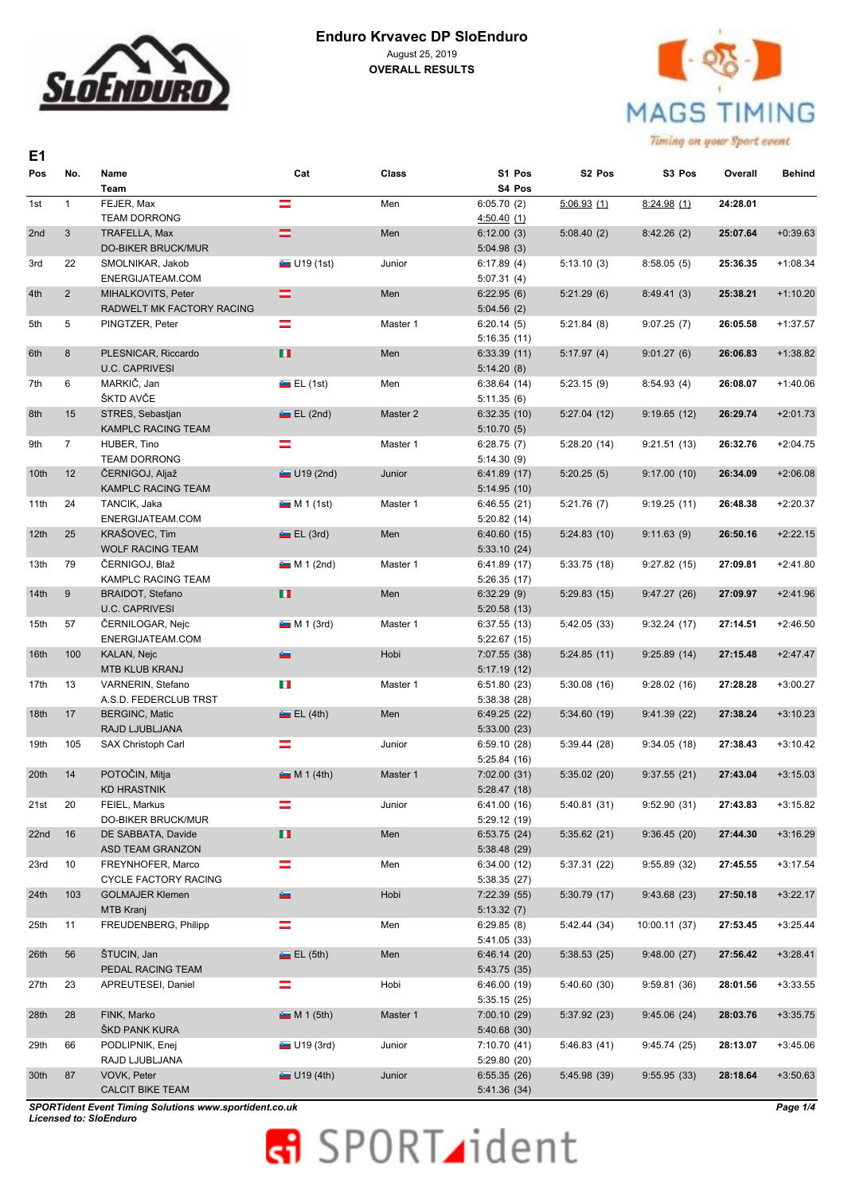# Enduro Krvavec DP SloEnduro

August 25, 2019

**OVERALL RESULTS**

## E1

| Pos | No. | Name / Team | Cat | Class | S1 Pos / S4 Pos | S2 Pos | S3 Pos | Overall | Behind |
|---|---|---|---|---|---|---|---|---|---|
| 1st | 1 | FEJER, Max / TEAM DORRONG | | Men | 6:05.70 (2) / 4:50.40 (1) | 5:06.93 (1) | 8:24.98 (1) | **24:28.01** | |
| 2nd | 3 | TRAFELLA, Max / DO-BIKER BRUCK/MUR | | Men | 6:12.00 (3) / 5:04.98 (3) | 5:08.40 (2) | 8:42.26 (2) | **25:07.64** | +0:39.63 |
| 3rd | 22 | SMOLNIKAR, Jakob / ENERGIJATEAM.COM | U19 (1st) | Junior | 6:17.89 (4) / 5:07.31 (4) | 5:13.10 (3) | 8:58.05 (5) | **25:36.35** | +1:08.34 |
| 4th | 2 | MIHALKOVITS, Peter / RADWELT MK FACTORY RACING | | Men | 6:22.95 (6) / 5:04.56 (2) | 5:21.29 (6) | 8:49.41 (3) | **25:38.21** | +1:10.20 |
| 5th | 5 | PINGTZER, Peter | | Master 1 | 6:20.14 (5) / 5:16.35 (11) | 5:21.84 (8) | 9:07.25 (7) | **26:05.58** | +1:37.57 |
| 6th | 8 | PLESNICAR, Riccardo / U.C. CAPRIVESI | | Men | 6:33.39 (11) / 5:14.20 (8) | 5:17.97 (4) | 9:01.27 (6) | **26:06.83** | +1:38.82 |
| 7th | 6 | MARKIČ, Jan / ŠKTD AVČE | EL (1st) | Men | 6:38.64 (14) / 5:11.35 (6) | 5:23.15 (9) | 8:54.93 (4) | **26:08.07** | +1:40.06 |
| 8th | 15 | STRES, Sebastjan / KAMPLC RACING TEAM | EL (2nd) | Master 2 | 6:32.35 (10) / 5:10.70 (5) | 5:27.04 (12) | 9:19.65 (12) | **26:29.74** | +2:01.73 |
| 9th | 7 | HUBER, Tino / TEAM DORRONG | | Master 1 | 6:28.75 (7) / 5:14.30 (9) | 5:28.20 (14) | 9:21.51 (13) | **26:32.76** | +2:04.75 |
| 10th | 12 | ČERNIGOJ, Aljaž / KAMPLC RACING TEAM | U19 (2nd) | Junior | 6:41.89 (17) / 5:14.95 (10) | 5:20.25 (5) | 9:17.00 (10) | **26:34.09** | +2:06.08 |
| 11th | 24 | TANCIK, Jaka / ENERGIJATEAM.COM | M 1 (1st) | Master 1 | 6:46.55 (21) / 5:20.82 (14) | 5:21.76 (7) | 9:19.25 (11) | **26:48.38** | +2:20.37 |
| 12th | 25 | KRAŠOVEC, Tim / WOLF RACING TEAM | EL (3rd) | Men | 6:40.60 (15) / 5:33.10 (24) | 5:24.83 (10) | 9:11.63 (9) | **26:50.16** | +2:22.15 |
| 13th | 79 | ČERNIGOJ, Blaž / KAMPLC RACING TEAM | M 1 (2nd) | Master 1 | 6:41.89 (17) / 5:26.35 (17) | 5:33.75 (18) | 9:27.82 (15) | **27:09.81** | +2:41.80 |
| 14th | 9 | BRAIDOT, Stefano / U.C. CAPRIVESI | | Men | 6:32.29 (9) / 5:20.58 (13) | 5:29.83 (15) | 9:47.27 (26) | **27:09.97** | +2:41.96 |
| 15th | 57 | ČERNILOGAR, Nejc / ENERGIJATEAM.COM | M 1 (3rd) | Master 1 | 6:37.55 (13) / 5:22.67 (15) | 5:42.05 (33) | 9:32.24 (17) | **27:14.51** | +2:46.50 |
| 16th | 100 | KALAN, Nejc / MTB KLUB KRANJ | | Hobi | 7:07.55 (38) / 5:17.19 (12) | 5:24.85 (11) | 9:25.89 (14) | **27:15.48** | +2:47.47 |
| 17th | 13 | VARNERIN, Stefano / A.S.D. FEDERCLUB TRST | | Master 1 | 6:51.80 (23) / 5:38.38 (28) | 5:30.08 (16) | 9:28.02 (16) | **27:28.28** | +3:00.27 |
| 18th | 17 | BERGINC, Matic / RAJD LJUBLJANA | EL (4th) | Men | 6:49.25 (22) / 5:33.00 (23) | 5:34.60 (19) | 9:41.39 (22) | **27:38.24** | +3:10.23 |
| 19th | 105 | SAX Christoph Carl | | Junior | 6:59.10 (28) / 5:25.84 (16) | 5:39.44 (28) | 9:34.05 (18) | **27:38.43** | +3:10.42 |
| 20th | 14 | POTOČIN, Mitja / KD HRASTNIK | M 1 (4th) | Master 1 | 7:02.00 (31) / 5:28.47 (18) | 5:35.02 (20) | 9:37.55 (21) | **27:43.04** | +3:15.03 |
| 21st | 20 | FEIEL, Markus / DO-BIKER BRUCK/MUR | | Junior | 6:41.00 (16) / 5:29.12 (19) | 5:40.81 (31) | 9:52.90 (31) | **27:43.83** | +3:15.82 |
| 22nd | 16 | DE SABBATA, Davide / ASD TEAM GRANZON | | Men | 6:53.75 (24) / 5:38.48 (29) | 5:35.62 (21) | 9:36.45 (20) | **27:44.30** | +3:16.29 |
| 23rd | 10 | FREYNHOFER, Marco / CYCLE FACTORY RACING | | Men | 6:34.00 (12) / 5:38.35 (27) | 5:37.31 (22) | 9:55.89 (32) | **27:45.55** | +3:17.54 |
| 24th | 103 | GOLMAJER Klemen / MTB Kranj | | Hobi | 7:22.39 (55) / 5:13.32 (7) | 5:30.79 (17) | 9:43.68 (23) | **27:50.18** | +3:22.17 |
| 25th | 11 | FREUDENBERG, Philipp | | Men | 6:29.85 (8) / 5:41.05 (33) | 5:42.44 (34) | 10:00.11 (37) | **27:53.45** | +3:25.44 |
| 26th | 56 | ŠTUCIN, Jan / PEDAL RACING TEAM | EL (5th) | Men | 6:46.14 (20) / 5:43.75 (35) | 5:38.53 (25) | 9:48.00 (27) | **27:56.42** | +3:28.41 |
| 27th | 23 | APREUTESEI, Daniel | | Hobi | 6:46.00 (19) / 5:35.15 (25) | 5:40.60 (30) | 9:59.81 (36) | **28:01.56** | +3:33.55 |
| 28th | 28 | FINK, Marko / ŠKD PANK KURA | M 1 (5th) | Master 1 | 7:00.10 (29) / 5:40.68 (30) | 5:37.92 (23) | 9:45.06 (24) | **28:03.76** | +3:35.75 |
| 29th | 66 | PODLIPNIK, Enej / RAJD LJUBLJANA | U19 (3rd) | Junior | 7:10.70 (41) / 5:29.80 (20) | 5:46.83 (41) | 9:45.74 (25) | **28:13.07** | +3:45.06 |
| 30th | 87 | VOVK, Peter / CALCIT BIKE TEAM | U19 (4th) | Junior | 6:55.35 (26) / 5:41.36 (34) | 5:45.98 (39) | 9:55.95 (33) | **28:18.64** | +3:50.63 |

*SPORTident Event Timing Solutions www.sportident.co.uk*
*Licensed to: SloEnduro*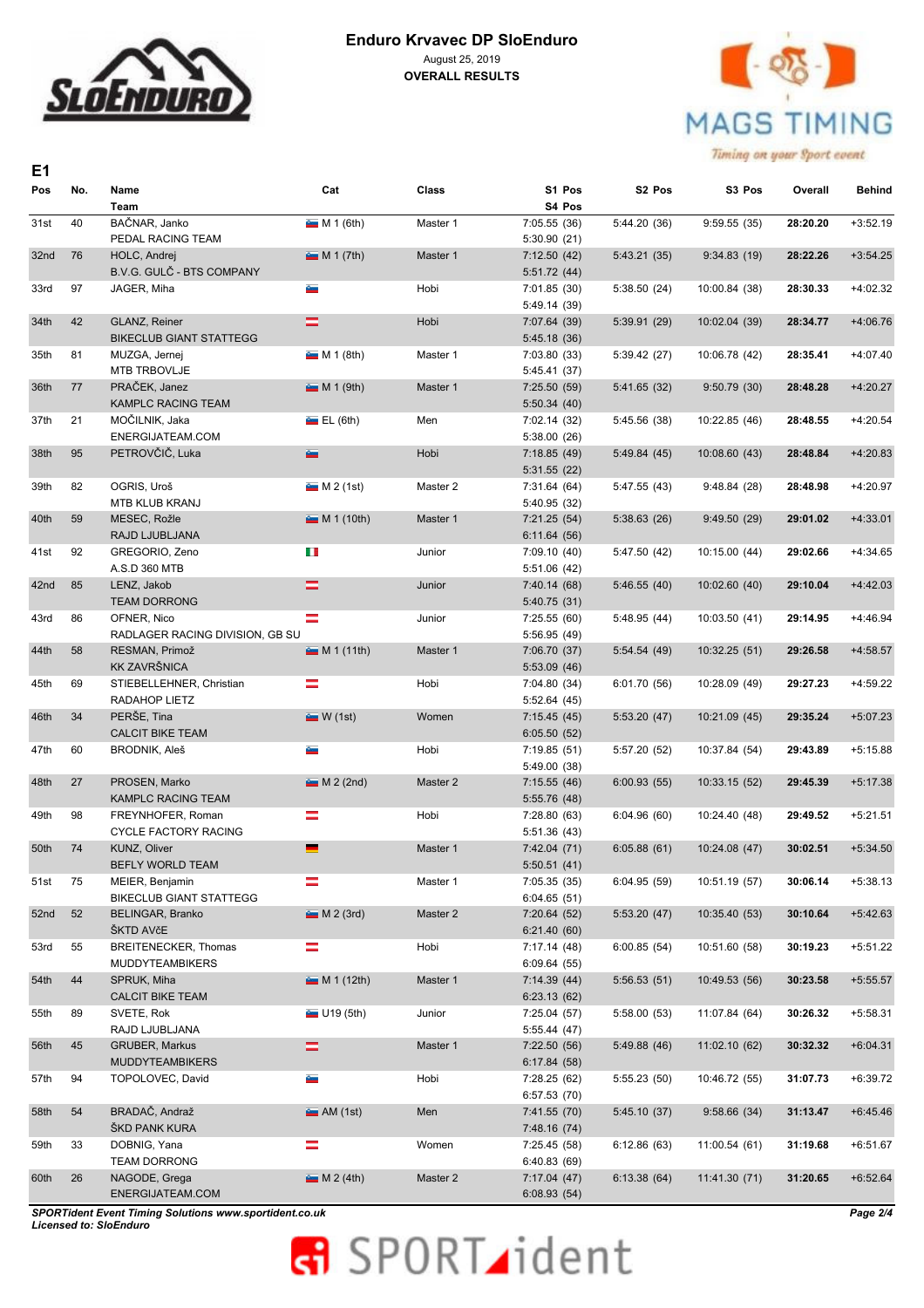# Enduro Krvavec DP SloEnduro

August 25, 2019

**OVERALL RESULTS**

## E1

| Pos | No. | Name / Team | Cat | Class | S1 Pos / S4 Pos | S2 Pos | S3 Pos | Overall | Behind |
|---|---|---|---|---|---|---|---|---|---|
| 31st | 40 | BAČNAR, Janko / PEDAL RACING TEAM | M 1 (6th) | Master 1 | 7:05.55 (36) / 5:30.90 (21) | 5:44.20 (36) | 9:59.55 (35) | **28:20.20** | +3:52.19 |
| 32nd | 76 | HOLC, Andrej / B.V.G. GULČ - BTS COMPANY | M 1 (7th) | Master 1 | 7:12.50 (42) / 5:51.72 (44) | 5:43.21 (35) | 9:34.83 (19) | **28:22.26** | +3:54.25 |
| 33rd | 97 | JAGER, Miha | | Hobi | 7:01.85 (30) / 5:49.14 (39) | 5:38.50 (24) | 10:00.84 (38) | **28:30.33** | +4:02.32 |
| 34th | 42 | GLANZ, Reiner / BIKECLUB GIANT STATTEGG | | Hobi | 7:07.64 (39) / 5:45.18 (36) | 5:39.91 (29) | 10:02.04 (39) | **28:34.77** | +4:06.76 |
| 35th | 81 | MUZGA, Jernej / MTB TRBOVLJE | M 1 (8th) | Master 1 | 7:03.80 (33) / 5:45.41 (37) | 5:39.42 (27) | 10:06.78 (42) | **28:35.41** | +4:07.40 |
| 36th | 77 | PRAČEK, Janez / KAMPLC RACING TEAM | M 1 (9th) | Master 1 | 7:25.50 (59) / 5:50.34 (40) | 5:41.65 (32) | 9:50.79 (30) | **28:48.28** | +4:20.27 |
| 37th | 21 | MOČILNIK, Jaka / ENERGIJATEAM.COM | EL (6th) | Men | 7:02.14 (32) / 5:38.00 (26) | 5:45.56 (38) | 10:22.85 (46) | **28:48.55** | +4:20.54 |
| 38th | 95 | PETROVČIČ, Luka | | Hobi | 7:18.85 (49) / 5:31.55 (22) | 5:49.84 (45) | 10:08.60 (43) | **28:48.84** | +4:20.83 |
| 39th | 82 | OGRIS, Uroš / MTB KLUB KRANJ | M 2 (1st) | Master 2 | 7:31.64 (64) / 5:40.95 (32) | 5:47.55 (43) | 9:48.84 (28) | **28:48.98** | +4:20.97 |
| 40th | 59 | MESEC, Rožle / RAJD LJUBLJANA | M 1 (10th) | Master 1 | 7:21.25 (54) / 6:11.64 (56) | 5:38.63 (26) | 9:49.50 (29) | **29:01.02** | +4:33.01 |
| 41st | 92 | GREGORIO, Zeno / A.S.D 360 MTB | | Junior | 7:09.10 (40) / 5:51.06 (42) | 5:47.50 (42) | 10:15.00 (44) | **29:02.66** | +4:34.65 |
| 42nd | 85 | LENZ, Jakob / TEAM DORRONG | | Junior | 7:40.14 (68) / 5:40.75 (31) | 5:46.55 (40) | 10:02.60 (40) | **29:10.04** | +4:42.03 |
| 43rd | 86 | OFNER, Nico / RADLAGER RACING DIVISION, GB SU | | Junior | 7:25.55 (60) / 5:56.95 (49) | 5:48.95 (44) | 10:03.50 (41) | **29:14.95** | +4:46.94 |
| 44th | 58 | RESMAN, Primož / KK ZAVRŠNICA | M 1 (11th) | Master 1 | 7:06.70 (37) / 5:53.09 (46) | 5:54.54 (49) | 10:32.25 (51) | **29:26.58** | +4:58.57 |
| 45th | 69 | STIEBELLEHNER, Christian / RADAHOP LIETZ | | Hobi | 7:04.80 (34) / 5:52.64 (45) | 6:01.70 (56) | 10:28.09 (49) | **29:27.23** | +4:59.22 |
| 46th | 34 | PERŠE, Tina / CALCIT BIKE TEAM | W (1st) | Women | 7:15.45 (45) / 6:05.50 (52) | 5:53.20 (47) | 10:21.09 (45) | **29:35.24** | +5:07.23 |
| 47th | 60 | BRODNIK, Aleš | | Hobi | 7:19.85 (51) / 5:49.00 (38) | 5:57.20 (52) | 10:37.84 (54) | **29:43.89** | +5:15.88 |
| 48th | 27 | PROSEN, Marko / KAMPLC RACING TEAM | M 2 (2nd) | Master 2 | 7:15.55 (46) / 5:55.76 (48) | 6:00.93 (55) | 10:33.15 (52) | **29:45.39** | +5:17.38 |
| 49th | 98 | FREYNHOFER, Roman / CYCLE FACTORY RACING | | Hobi | 7:28.80 (63) / 5:51.36 (43) | 6:04.96 (60) | 10:24.40 (48) | **29:49.52** | +5:21.51 |
| 50th | 74 | KUNZ, Oliver / BEFLY WORLD TEAM | | Master 1 | 7:42.04 (71) / 5:50.51 (41) | 6:05.88 (61) | 10:24.08 (47) | **30:02.51** | +5:34.50 |
| 51st | 75 | MEIER, Benjamin / BIKECLUB GIANT STATTEGG | | Master 1 | 7:05.35 (35) / 6:04.65 (51) | 6:04.95 (59) | 10:51.19 (57) | **30:06.14** | +5:38.13 |
| 52nd | 52 | BELINGAR, Branko / ŠKTD AVčE | M 2 (3rd) | Master 2 | 7:20.64 (52) / 6:21.40 (60) | 5:53.20 (47) | 10:35.40 (53) | **30:10.64** | +5:42.63 |
| 53rd | 55 | BREITENECKER, Thomas / MUDDYTEAMBIKERS | | Hobi | 7:17.14 (48) / 6:09.64 (55) | 6:00.85 (54) | 10:51.60 (58) | **30:19.23** | +5:51.22 |
| 54th | 44 | SPRUK, Miha / CALCIT BIKE TEAM | M 1 (12th) | Master 1 | 7:14.39 (44) / 6:23.13 (62) | 5:56.53 (51) | 10:49.53 (56) | **30:23.58** | +5:55.57 |
| 55th | 89 | SVETE, Rok / RAJD LJUBLJANA | U19 (5th) | Junior | 7:25.04 (57) / 5:55.44 (47) | 5:58.00 (53) | 11:07.84 (64) | **30:26.32** | +5:58.31 |
| 56th | 45 | GRUBER, Markus / MUDDYTEAMBIKERS | | Master 1 | 7:22.50 (56) / 6:17.84 (58) | 5:49.88 (46) | 11:02.10 (62) | **30:32.32** | +6:04.31 |
| 57th | 94 | TOPOLOVEC, David | | Hobi | 7:28.25 (62) / 6:57.53 (70) | 5:55.23 (50) | 10:46.72 (55) | **31:07.73** | +6:39.72 |
| 58th | 54 | BRADAČ, Andraž / ŠKD PANK KURA | AM (1st) | Men | 7:41.55 (70) / 7:48.16 (74) | 5:45.10 (37) | 9:58.66 (34) | **31:13.47** | +6:45.46 |
| 59th | 33 | DOBNIG, Yana / TEAM DORRONG | | Women | 7:25.45 (58) / 6:40.83 (69) | 6:12.86 (63) | 11:00.54 (61) | **31:19.68** | +6:51.67 |
| 60th | 26 | NAGODE, Grega / ENERGIJATEAM.COM | M 2 (4th) | Master 2 | 7:17.04 (47) / 6:08.93 (54) | 6:13.38 (64) | 11:41.30 (71) | **31:20.65** | +6:52.64 |

*SPORTident Event Timing Solutions www.sportident.co.uk*
*Licensed to: SloEnduro*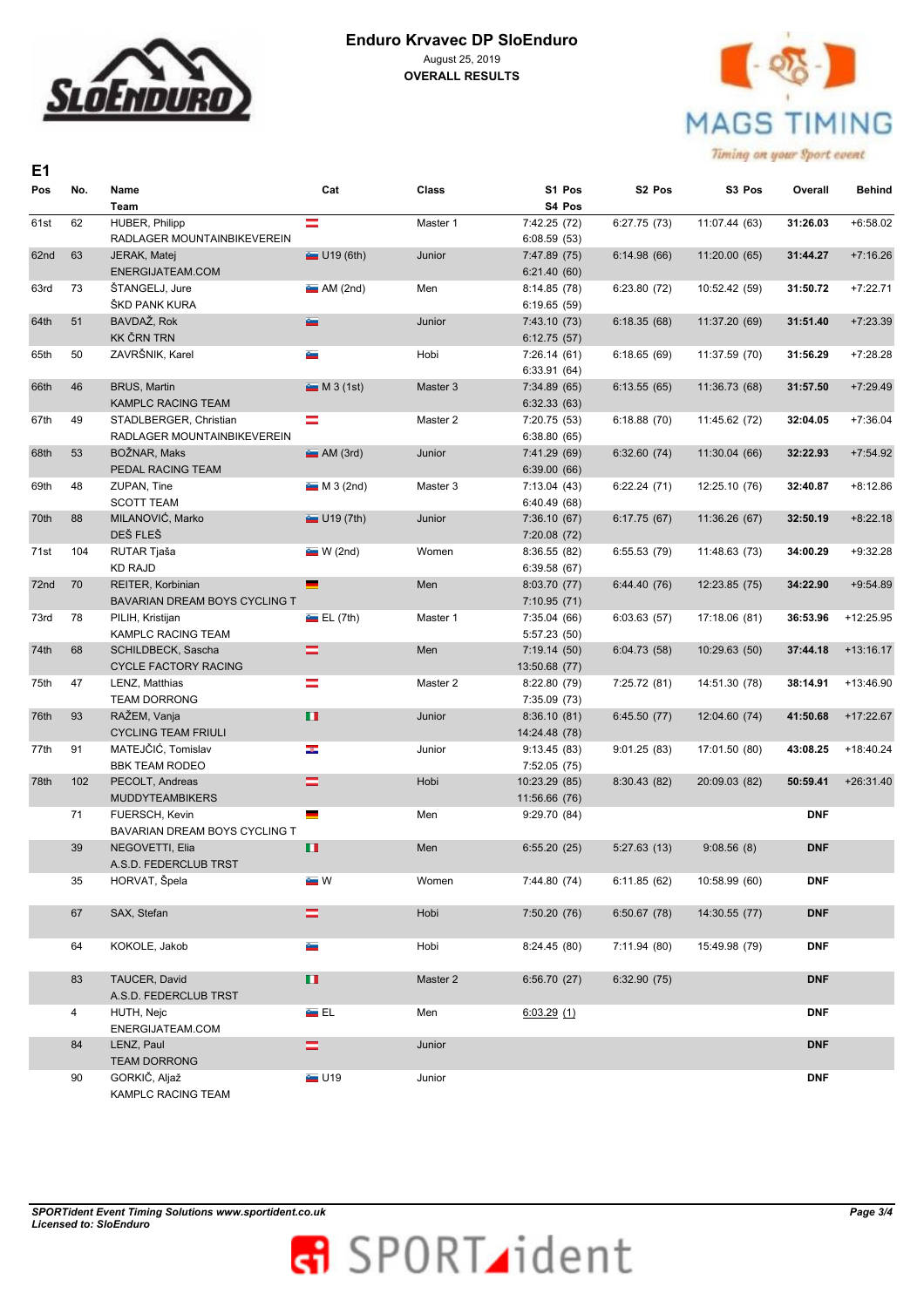# Enduro Krvavec DP SloEnduro

August 25, 2019

**OVERALL RESULTS**

## E1

| Pos | No. | Name / Team | Cat | Class | S1 Pos / S4 Pos | S2 Pos | S3 Pos | Overall | Behind |
|---|---|---|---|---|---|---|---|---|---|
| 61st | 62 | HUBER, Philipp / RADLAGER MOUNTAINBIKEVEREIN | | Master 1 | 7:42.25 (72) / 6:08.59 (53) | 6:27.75 (73) | 11:07.44 (63) | **31:26.03** | +6:58.02 |
| 62nd | 63 | JERAK, Matej / ENERGIJATEAM.COM | U19 (6th) | Junior | 7:47.89 (75) / 6:21.40 (60) | 6:14.98 (66) | 11:20.00 (65) | **31:44.27** | +7:16.26 |
| 63rd | 73 | ŠTANGELJ, Jure / ŠKD PANK KURA | AM (2nd) | Men | 8:14.85 (78) / 6:19.65 (59) | 6:23.80 (72) | 10:52.42 (59) | **31:50.72** | +7:22.71 |
| 64th | 51 | BAVDAŽ, Rok / KK ČRN TRN | | Junior | 7:43.10 (73) / 6:12.75 (57) | 6:18.35 (68) | 11:37.20 (69) | **31:51.40** | +7:23.39 |
| 65th | 50 | ZAVRŠNIK, Karel | | Hobi | 7:26.14 (61) / 6:33.91 (64) | 6:18.65 (69) | 11:37.59 (70) | **31:56.29** | +7:28.28 |
| 66th | 46 | BRUS, Martin / KAMPLC RACING TEAM | M 3 (1st) | Master 3 | 7:34.89 (65) / 6:32.33 (63) | 6:13.55 (65) | 11:36.73 (68) | **31:57.50** | +7:29.49 |
| 67th | 49 | STADLBERGER, Christian / RADLAGER MOUNTAINBIKEVEREIN | | Master 2 | 7:20.75 (53) / 6:38.80 (65) | 6:18.88 (70) | 11:45.62 (72) | **32:04.05** | +7:36.04 |
| 68th | 53 | BOŽNAR, Maks / PEDAL RACING TEAM | AM (3rd) | Junior | 7:41.29 (69) / 6:39.00 (66) | 6:32.60 (74) | 11:30.04 (66) | **32:22.93** | +7:54.92 |
| 69th | 48 | ZUPAN, Tine / SCOTT TEAM | M 3 (2nd) | Master 3 | 7:13.04 (43) / 6:40.49 (68) | 6:22.24 (71) | 12:25.10 (76) | **32:40.87** | +8:12.86 |
| 70th | 88 | MILANOVIĆ, Marko / DEŠ FLEŠ | U19 (7th) | Junior | 7:36.10 (67) / 7:20.08 (72) | 6:17.75 (67) | 11:36.26 (67) | **32:50.19** | +8:22.18 |
| 71st | 104 | RUTAR Tjaša / KD RAJD | W (2nd) | Women | 8:36.55 (82) / 6:39.58 (67) | 6:55.53 (79) | 11:48.63 (73) | **34:00.29** | +9:32.28 |
| 72nd | 70 | REITER, Korbinian / BAVARIAN DREAM BOYS CYCLING T | | Men | 8:03.70 (77) / 7:10.95 (71) | 6:44.40 (76) | 12:23.85 (75) | **34:22.90** | +9:54.89 |
| 73rd | 78 | PILIH, Kristijan / KAMPLC RACING TEAM | EL (7th) | Master 1 | 7:35.04 (66) / 5:57.23 (50) | 6:03.63 (57) | 17:18.06 (81) | **36:53.96** | +12:25.95 |
| 74th | 68 | SCHILDBECK, Sascha / CYCLE FACTORY RACING | | Men | 7:19.14 (50) / 13:50.68 (77) | 6:04.73 (58) | 10:29.63 (50) | **37:44.18** | +13:16.17 |
| 75th | 47 | LENZ, Matthias / TEAM DORRONG | | Master 2 | 8:22.80 (79) / 7:35.09 (73) | 7:25.72 (81) | 14:51.30 (78) | **38:14.91** | +13:46.90 |
| 76th | 93 | RAŽEM, Vanja / CYCLING TEAM FRIULI | | Junior | 8:36.10 (81) / 14:24.48 (78) | 6:45.50 (77) | 12:04.60 (74) | **41:50.68** | +17:22.67 |
| 77th | 91 | MATEJČIĆ, Tomislav / BBK TEAM RODEO | | Junior | 9:13.45 (83) / 7:52.05 (75) | 9:01.25 (83) | 17:01.50 (80) | **43:08.25** | +18:40.24 |
| 78th | 102 | PECOLT, Andreas / MUDDYTEAMBIKERS | | Hobi | 10:23.29 (85) / 11:56.66 (76) | 8:30.43 (82) | 20:09.03 (82) | **50:59.41** | +26:31.40 |
| | 71 | FUERSCH, Kevin / BAVARIAN DREAM BOYS CYCLING T | | Men | 9:29.70 (84) | | | **DNF** | |
| | 39 | NEGOVETTI, Elia / A.S.D. FEDERCLUB TRST | | Men | 6:55.20 (25) | 5:27.63 (13) | 9:08.56 (8) | **DNF** | |
| | 35 | HORVAT, Špela | W | Women | 7:44.80 (74) | 6:11.85 (62) | 10:58.99 (60) | **DNF** | |
| | 67 | SAX, Stefan | | Hobi | 7:50.20 (76) | 6:50.67 (78) | 14:30.55 (77) | **DNF** | |
| | 64 | KOKOLE, Jakob | | Hobi | 8:24.45 (80) | 7:11.94 (80) | 15:49.98 (79) | **DNF** | |
| | 83 | TAUCER, David / A.S.D. FEDERCLUB TRST | | Master 2 | 6:56.70 (27) | 6:32.90 (75) | | **DNF** | |
| | 4 | HUTH, Nejc / ENERGIJATEAM.COM | EL | Men | 6:03.29 (1) | | | **DNF** | |
| | 84 | LENZ, Paul / TEAM DORRONG | | Junior | | | | **DNF** | |
| | 90 | GORKIČ, Aljaž / KAMPLC RACING TEAM | U19 | Junior | | | | **DNF** | |

*SPORTident Event Timing Solutions www.sportident.co.uk*
*Licensed to: SloEnduro*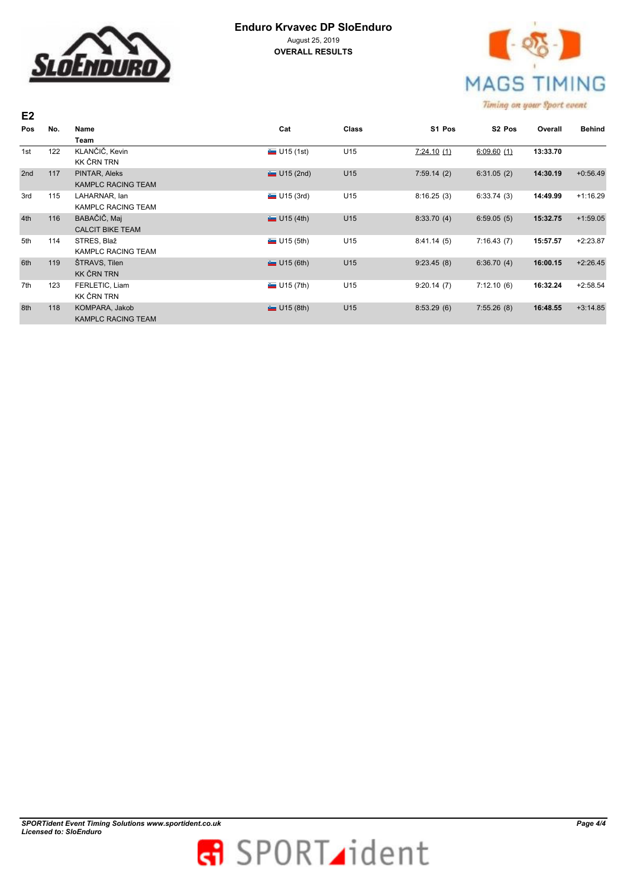# Enduro Krvavec DP SloEnduro

August 25, 2019

**OVERALL RESULTS**

## E2

| Pos | No. | Name / Team | Cat | Class | S1 Pos | S2 Pos | Overall | Behind |
|---|---|---|---|---|---|---|---|---|
| 1st | 122 | KLANČIČ, Kevin<br>KK ČRN TRN | U15 (1st) | U15 | 7:24.10 (1) | 6:09.60 (1) | **13:33.70** | |
| 2nd | 117 | PINTAR, Aleks<br>KAMPLC RACING TEAM | U15 (2nd) | U15 | 7:59.14 (2) | 6:31.05 (2) | **14:30.19** | +0:56.49 |
| 3rd | 115 | LAHARNAR, Ian<br>KAMPLC RACING TEAM | U15 (3rd) | U15 | 8:16.25 (3) | 6:33.74 (3) | **14:49.99** | +1:16.29 |
| 4th | 116 | BABAČIČ, Maj<br>CALCIT BIKE TEAM | U15 (4th) | U15 | 8:33.70 (4) | 6:59.05 (5) | **15:32.75** | +1:59.05 |
| 5th | 114 | STRES, Blaž<br>KAMPLC RACING TEAM | U15 (5th) | U15 | 8:41.14 (5) | 7:16.43 (7) | **15:57.57** | +2:23.87 |
| 6th | 119 | ŠTRAVS, Tilen<br>KK ČRN TRN | U15 (6th) | U15 | 9:23.45 (8) | 6:36.70 (4) | **16:00.15** | +2:26.45 |
| 7th | 123 | FERLETIC, Liam<br>KK ČRN TRN | U15 (7th) | U15 | 9:20.14 (7) | 7:12.10 (6) | **16:32.24** | +2:58.54 |
| 8th | 118 | KOMPARA, Jakob<br>KAMPLC RACING TEAM | U15 (8th) | U15 | 8:53.29 (6) | 7:55.26 (8) | **16:48.55** | +3:14.85 |

*SPORTident Event Timing Solutions www.sportident.co.uk*
*Licensed to: SloEnduro*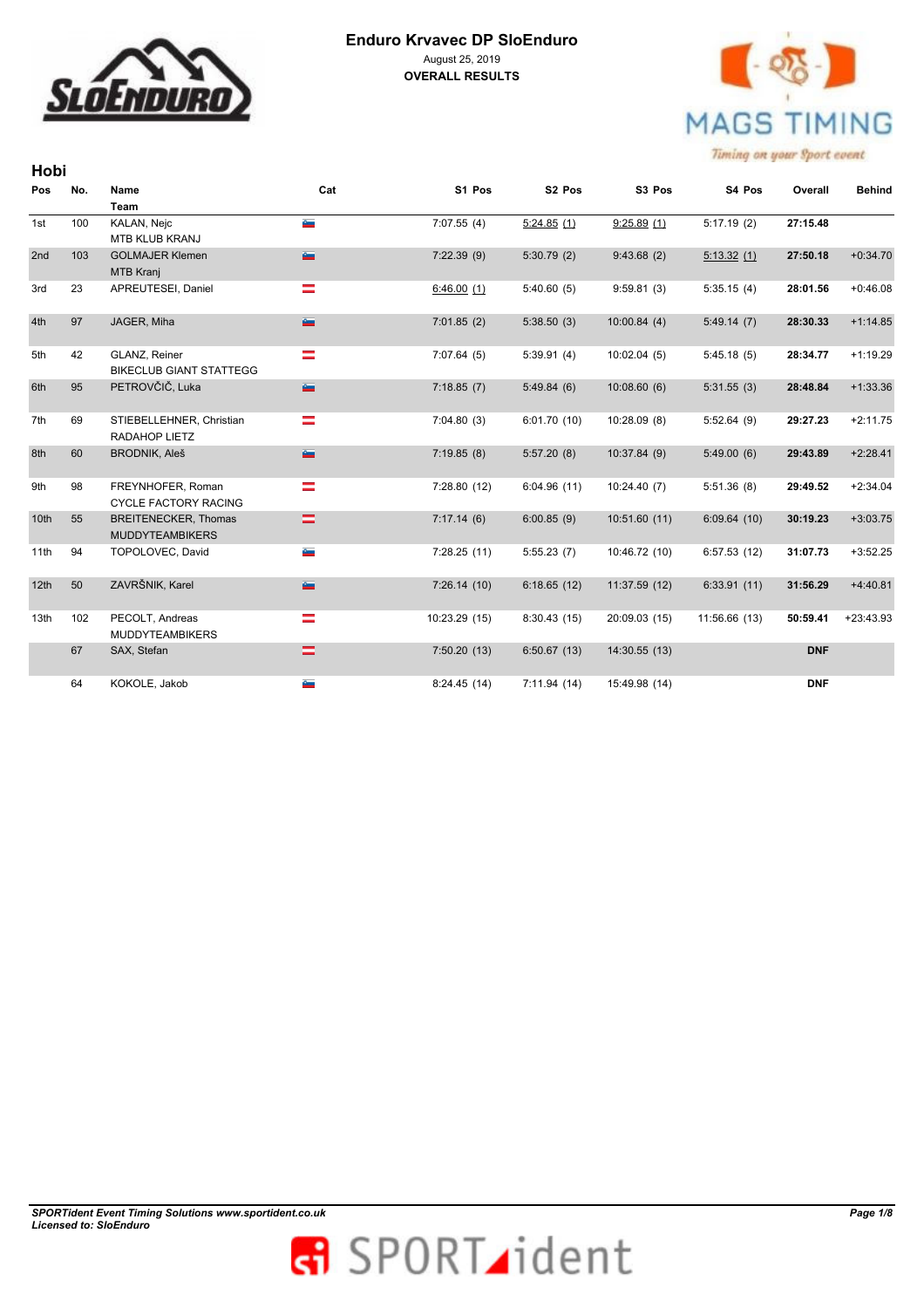# Enduro Krvavec DP SloEnduro

August 25, 2019

**OVERALL RESULTS**

## Hobi

| Pos | No. | Name / Team | Cat | S1 Pos | S2 Pos | S3 Pos | S4 Pos | Overall | Behind |
|---|---|---|---|---|---|---|---|---|---|
| 1st | 100 | KALAN, Nejc<br>MTB KLUB KRANJ | | 7:07.55 (4) | 5:24.85 (1) | 9:25.89 (1) | 5:17.19 (2) | **27:15.48** | |
| 2nd | 103 | GOLMAJER Klemen<br>MTB Kranj | | 7:22.39 (9) | 5:30.79 (2) | 9:43.68 (2) | 5:13.32 (1) | **27:50.18** | +0:34.70 |
| 3rd | 23 | APREUTESEI, Daniel | | 6:46.00 (1) | 5:40.60 (5) | 9:59.81 (3) | 5:35.15 (4) | **28:01.56** | +0:46.08 |
| 4th | 97 | JAGER, Miha | | 7:01.85 (2) | 5:38.50 (3) | 10:00.84 (4) | 5:49.14 (7) | **28:30.33** | +1:14.85 |
| 5th | 42 | GLANZ, Reiner<br>BIKECLUB GIANT STATTEGG | | 7:07.64 (5) | 5:39.91 (4) | 10:02.04 (5) | 5:45.18 (5) | **28:34.77** | +1:19.29 |
| 6th | 95 | PETROVČIČ, Luka | | 7:18.85 (7) | 5:49.84 (6) | 10:08.60 (6) | 5:31.55 (3) | **28:48.84** | +1:33.36 |
| 7th | 69 | STIEBELLEHNER, Christian<br>RADAHOP LIETZ | | 7:04.80 (3) | 6:01.70 (10) | 10:28.09 (8) | 5:52.64 (9) | **29:27.23** | +2:11.75 |
| 8th | 60 | BRODNIK, Aleš | | 7:19.85 (8) | 5:57.20 (8) | 10:37.84 (9) | 5:49.00 (6) | **29:43.89** | +2:28.41 |
| 9th | 98 | FREYNHOFER, Roman<br>CYCLE FACTORY RACING | | 7:28.80 (12) | 6:04.96 (11) | 10:24.40 (7) | 5:51.36 (8) | **29:49.52** | +2:34.04 |
| 10th | 55 | BREITENECKER, Thomas<br>MUDDYTEAMBIKERS | | 7:17.14 (6) | 6:00.85 (9) | 10:51.60 (11) | 6:09.64 (10) | **30:19.23** | +3:03.75 |
| 11th | 94 | TOPOLOVEC, David | | 7:28.25 (11) | 5:55.23 (7) | 10:46.72 (10) | 6:57.53 (12) | **31:07.73** | +3:52.25 |
| 12th | 50 | ZAVRŠNIK, Karel | | 7:26.14 (10) | 6:18.65 (12) | 11:37.59 (12) | 6:33.91 (11) | **31:56.29** | +4:40.81 |
| 13th | 102 | PECOLT, Andreas<br>MUDDYTEAMBIKERS | | 10:23.29 (15) | 8:30.43 (15) | 20:09.03 (15) | 11:56.66 (13) | **50:59.41** | +23:43.93 |
| | 67 | SAX, Stefan | | 7:50.20 (13) | 6:50.67 (13) | 14:30.55 (13) | | **DNF** | |
| | 64 | KOKOLE, Jakob | | 8:24.45 (14) | 7:11.94 (14) | 15:49.98 (14) | | **DNF** | |

*SPORTident Event Timing Solutions www.sportident.co.uk*
*Licensed to: SloEnduro*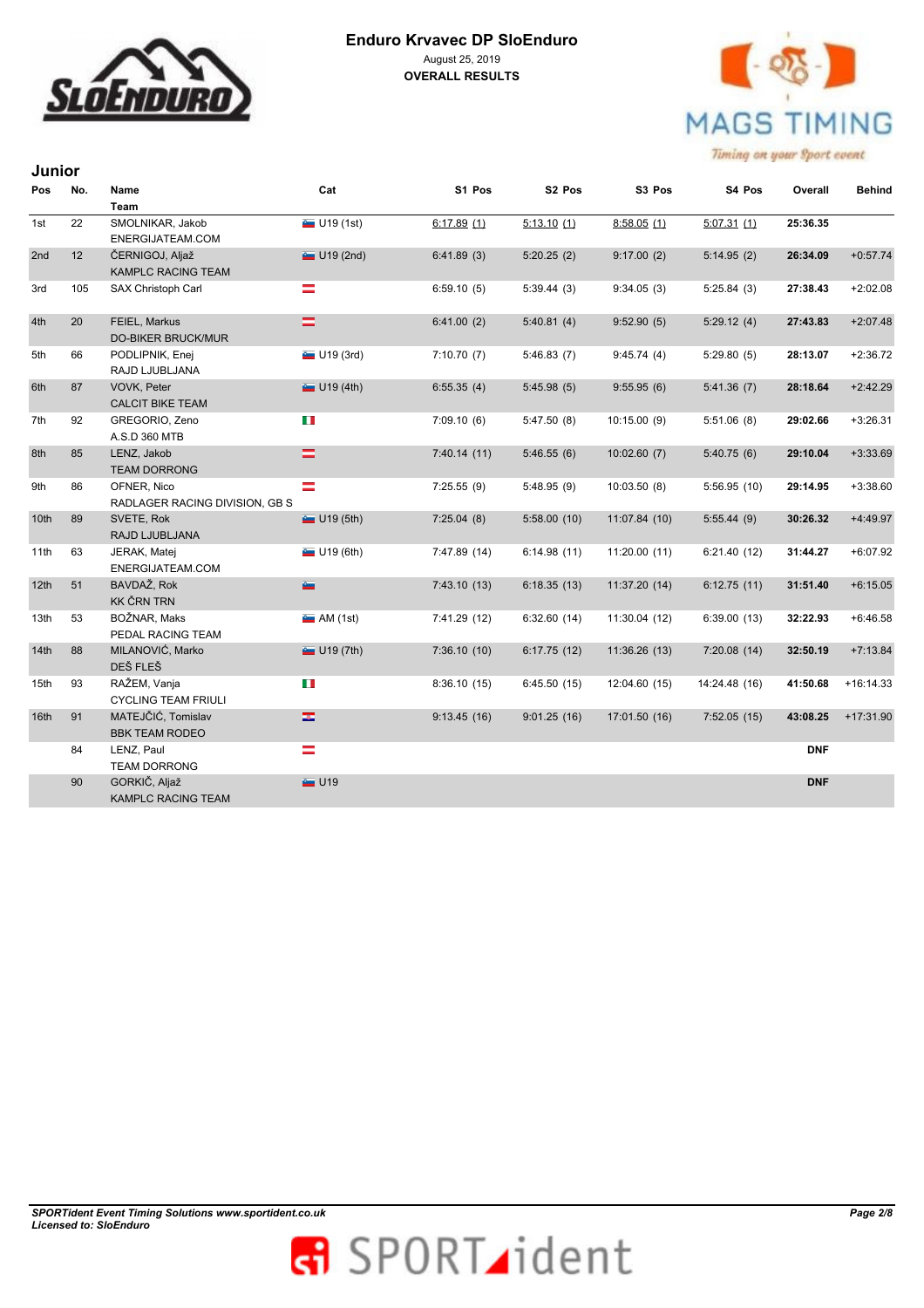# Enduro Krvavec DP SloEnduro

August 25, 2019

**OVERALL RESULTS**

## Junior

| Pos | No. | Name<br>Team | Cat | S1 Pos | S2 Pos | S3 Pos | S4 Pos | Overall | Behind |
|---|---|---|---|---|---|---|---|---|---|
| 1st | 22 | SMOLNIKAR, Jakob<br>ENERGIJATEAM.COM | U19 (1st) | 6:17.89 (1) | 5:13.10 (1) | 8:58.05 (1) | 5:07.31 (1) | **25:36.35** | |
| 2nd | 12 | ČERNIGOJ, Aljaž<br>KAMPLC RACING TEAM | U19 (2nd) | 6:41.89 (3) | 5:20.25 (2) | 9:17.00 (2) | 5:14.95 (2) | **26:34.09** | +0:57.74 |
| 3rd | 105 | SAX Christoph Carl | | 6:59.10 (5) | 5:39.44 (3) | 9:34.05 (3) | 5:25.84 (3) | **27:38.43** | +2:02.08 |
| 4th | 20 | FEIEL, Markus<br>DO-BIKER BRUCK/MUR | | 6:41.00 (2) | 5:40.81 (4) | 9:52.90 (5) | 5:29.12 (4) | **27:43.83** | +2:07.48 |
| 5th | 66 | PODLIPNIK, Enej<br>RAJD LJUBLJANA | U19 (3rd) | 7:10.70 (7) | 5:46.83 (7) | 9:45.74 (4) | 5:29.80 (5) | **28:13.07** | +2:36.72 |
| 6th | 87 | VOVK, Peter<br>CALCIT BIKE TEAM | U19 (4th) | 6:55.35 (4) | 5:45.98 (5) | 9:55.95 (6) | 5:41.36 (7) | **28:18.64** | +2:42.29 |
| 7th | 92 | GREGORIO, Zeno<br>A.S.D 360 MTB | | 7:09.10 (6) | 5:47.50 (8) | 10:15.00 (9) | 5:51.06 (8) | **29:02.66** | +3:26.31 |
| 8th | 85 | LENZ, Jakob<br>TEAM DORRONG | | 7:40.14 (11) | 5:46.55 (6) | 10:02.60 (7) | 5:40.75 (6) | **29:10.04** | +3:33.69 |
| 9th | 86 | OFNER, Nico<br>RADLAGER RACING DIVISION, GB S | | 7:25.55 (9) | 5:48.95 (9) | 10:03.50 (8) | 5:56.95 (10) | **29:14.95** | +3:38.60 |
| 10th | 89 | SVETE, Rok<br>RAJD LJUBLJANA | U19 (5th) | 7:25.04 (8) | 5:58.00 (10) | 11:07.84 (10) | 5:55.44 (9) | **30:26.32** | +4:49.97 |
| 11th | 63 | JERAK, Matej<br>ENERGIJATEAM.COM | U19 (6th) | 7:47.89 (14) | 6:14.98 (11) | 11:20.00 (11) | 6:21.40 (12) | **31:44.27** | +6:07.92 |
| 12th | 51 | BAVDAŽ, Rok<br>KK ČRN TRN | | 7:43.10 (13) | 6:18.35 (13) | 11:37.20 (14) | 6:12.75 (11) | **31:51.40** | +6:15.05 |
| 13th | 53 | BOŽNAR, Maks<br>PEDAL RACING TEAM | AM (1st) | 7:41.29 (12) | 6:32.60 (14) | 11:30.04 (12) | 6:39.00 (13) | **32:22.93** | +6:46.58 |
| 14th | 88 | MILANOVIĆ, Marko<br>DEŠ FLEŠ | U19 (7th) | 7:36.10 (10) | 6:17.75 (12) | 11:36.26 (13) | 7:20.08 (14) | **32:50.19** | +7:13.84 |
| 15th | 93 | RAŽEM, Vanja<br>CYCLING TEAM FRIULI | | 8:36.10 (15) | 6:45.50 (15) | 12:04.60 (15) | 14:24.48 (16) | **41:50.68** | +16:14.33 |
| 16th | 91 | MATEJČIĆ, Tomislav<br>BBK TEAM RODEO | | 9:13.45 (16) | 9:01.25 (16) | 17:01.50 (16) | 7:52.05 (15) | **43:08.25** | +17:31.90 |
| | 84 | LENZ, Paul<br>TEAM DORRONG | | | | | | **DNF** | |
| | 90 | GORKIČ, Aljaž<br>KAMPLC RACING TEAM | U19 | | | | | **DNF** | |

*SPORTident Event Timing Solutions www.sportident.co.uk*
*Licensed to: SloEnduro*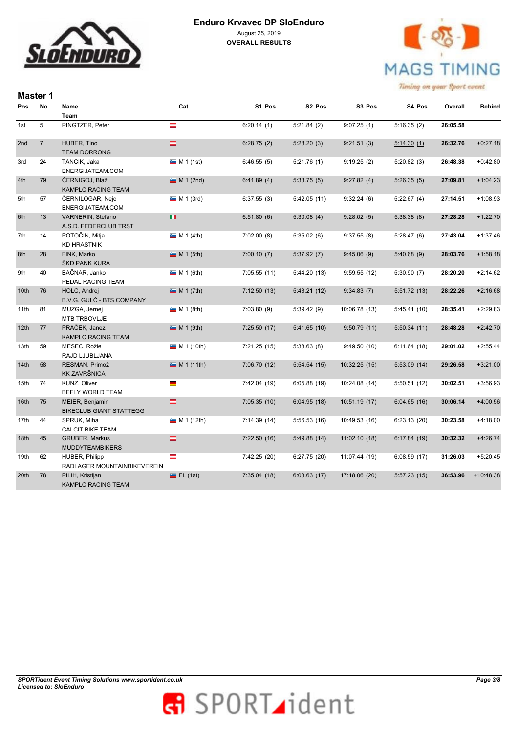# Enduro Krvavec DP SloEnduro

August 25, 2019

**OVERALL RESULTS**

## Master 1

| Pos | No. | Name / Team | Cat | S1 Pos | S2 Pos | S3 Pos | S4 Pos | Overall | Behind |
|---|---|---|---|---|---|---|---|---|---|
| 1st | 5 | PINGTZER, Peter | | 6:20.14 (1) | 5:21.84 (2) | 9:07.25 (1) | 5:16.35 (2) | **26:05.58** | |
| 2nd | 7 | HUBER, Tino<br>TEAM DORRONG | | 6:28.75 (2) | 5:28.20 (3) | 9:21.51 (3) | 5:14.30 (1) | **26:32.76** | +0:27.18 |
| 3rd | 24 | TANCIK, Jaka<br>ENERGIJATEAM.COM | M 1 (1st) | 6:46.55 (5) | 5:21.76 (1) | 9:19.25 (2) | 5:20.82 (3) | **26:48.38** | +0:42.80 |
| 4th | 79 | ČERNIGOJ, Blaž<br>KAMPLC RACING TEAM | M 1 (2nd) | 6:41.89 (4) | 5:33.75 (5) | 9:27.82 (4) | 5:26.35 (5) | **27:09.81** | +1:04.23 |
| 5th | 57 | ČERNILOGAR, Nejc<br>ENERGIJATEAM.COM | M 1 (3rd) | 6:37.55 (3) | 5:42.05 (11) | 9:32.24 (6) | 5:22.67 (4) | **27:14.51** | +1:08.93 |
| 6th | 13 | VARNERIN, Stefano<br>A.S.D. FEDERCLUB TRST | | 6:51.80 (6) | 5:30.08 (4) | 9:28.02 (5) | 5:38.38 (8) | **27:28.28** | +1:22.70 |
| 7th | 14 | POTOČIN, Mitja<br>KD HRASTNIK | M 1 (4th) | 7:02.00 (8) | 5:35.02 (6) | 9:37.55 (8) | 5:28.47 (6) | **27:43.04** | +1:37.46 |
| 8th | 28 | FINK, Marko<br>ŠKD PANK KURA | M 1 (5th) | 7:00.10 (7) | 5:37.92 (7) | 9:45.06 (9) | 5:40.68 (9) | **28:03.76** | +1:58.18 |
| 9th | 40 | BAČNAR, Janko<br>PEDAL RACING TEAM | M 1 (6th) | 7:05.55 (11) | 5:44.20 (13) | 9:59.55 (12) | 5:30.90 (7) | **28:20.20** | +2:14.62 |
| 10th | 76 | HOLC, Andrej<br>B.V.G. GULČ - BTS COMPANY | M 1 (7th) | 7:12.50 (13) | 5:43.21 (12) | 9:34.83 (7) | 5:51.72 (13) | **28:22.26** | +2:16.68 |
| 11th | 81 | MUZGA, Jernej<br>MTB TRBOVLJE | M 1 (8th) | 7:03.80 (9) | 5:39.42 (9) | 10:06.78 (13) | 5:45.41 (10) | **28:35.41** | +2:29.83 |
| 12th | 77 | PRAČEK, Janez<br>KAMPLC RACING TEAM | M 1 (9th) | 7:25.50 (17) | 5:41.65 (10) | 9:50.79 (11) | 5:50.34 (11) | **28:48.28** | +2:42.70 |
| 13th | 59 | MESEC, Rožle<br>RAJD LJUBLJANA | M 1 (10th) | 7:21.25 (15) | 5:38.63 (8) | 9:49.50 (10) | 6:11.64 (18) | **29:01.02** | +2:55.44 |
| 14th | 58 | RESMAN, Primož<br>KK ZAVRŠNICA | M 1 (11th) | 7:06.70 (12) | 5:54.54 (15) | 10:32.25 (15) | 5:53.09 (14) | **29:26.58** | +3:21.00 |
| 15th | 74 | KUNZ, Oliver<br>BEFLY WORLD TEAM | | 7:42.04 (19) | 6:05.88 (19) | 10:24.08 (14) | 5:50.51 (12) | **30:02.51** | +3:56.93 |
| 16th | 75 | MEIER, Benjamin<br>BIKECLUB GIANT STATTEGG | | 7:05.35 (10) | 6:04.95 (18) | 10:51.19 (17) | 6:04.65 (16) | **30:06.14** | +4:00.56 |
| 17th | 44 | SPRUK, Miha<br>CALCIT BIKE TEAM | M 1 (12th) | 7:14.39 (14) | 5:56.53 (16) | 10:49.53 (16) | 6:23.13 (20) | **30:23.58** | +4:18.00 |
| 18th | 45 | GRUBER, Markus<br>MUDDYTEAMBIKERS | | 7:22.50 (16) | 5:49.88 (14) | 11:02.10 (18) | 6:17.84 (19) | **30:32.32** | +4:26.74 |
| 19th | 62 | HUBER, Philipp<br>RADLAGER MOUNTAINBIKEVEREIN | | 7:42.25 (20) | 6:27.75 (20) | 11:07.44 (19) | 6:08.59 (17) | **31:26.03** | +5:20.45 |
| 20th | 78 | PILIH, Kristijan<br>KAMPLC RACING TEAM | EL (1st) | 7:35.04 (18) | 6:03.63 (17) | 17:18.06 (20) | 5:57.23 (15) | **36:53.96** | +10:48.38 |

*SPORTident Event Timing Solutions www.sportident.co.uk*
*Licensed to: SloEnduro*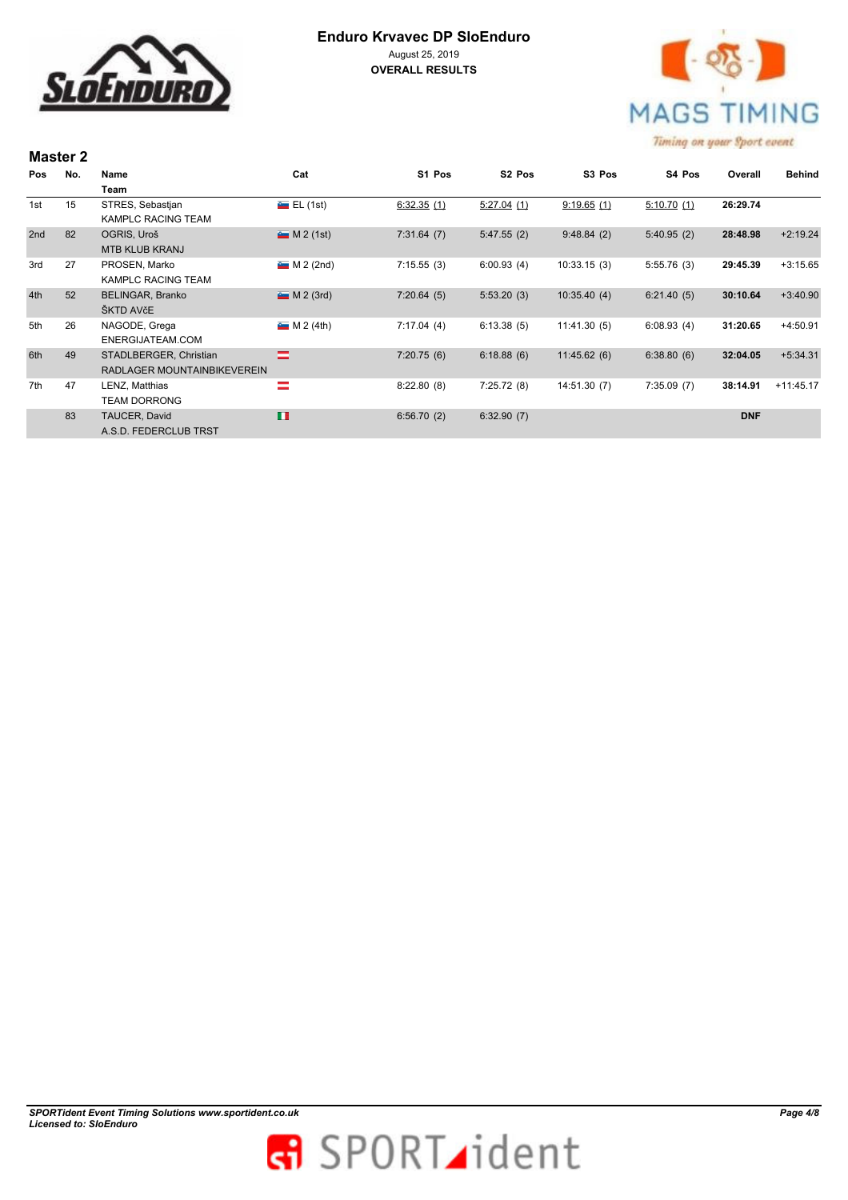# Enduro Krvavec DP SloEnduro

August 25, 2019

**OVERALL RESULTS**

## Master 2

| Pos | No. | Name / Team | Cat | S1 Pos | S2 Pos | S3 Pos | S4 Pos | Overall | Behind |
|---|---|---|---|---|---|---|---|---|---|
| 1st | 15 | STRES, Sebastjan<br>KAMPLC RACING TEAM | EL (1st) | 6:32.35 (1) | 5:27.04 (1) | 9:19.65 (1) | 5:10.70 (1) | **26:29.74** | |
| 2nd | 82 | OGRIS, Uroš<br>MTB KLUB KRANJ | M 2 (1st) | 7:31.64 (7) | 5:47.55 (2) | 9:48.84 (2) | 5:40.95 (2) | **28:48.98** | +2:19.24 |
| 3rd | 27 | PROSEN, Marko<br>KAMPLC RACING TEAM | M 2 (2nd) | 7:15.55 (3) | 6:00.93 (4) | 10:33.15 (3) | 5:55.76 (3) | **29:45.39** | +3:15.65 |
| 4th | 52 | BELINGAR, Branko<br>ŠKTD AVčE | M 2 (3rd) | 7:20.64 (5) | 5:53.20 (3) | 10:35.40 (4) | 6:21.40 (5) | **30:10.64** | +3:40.90 |
| 5th | 26 | NAGODE, Grega<br>ENERGIJATEAM.COM | M 2 (4th) | 7:17.04 (4) | 6:13.38 (5) | 11:41.30 (5) | 6:08.93 (4) | **31:20.65** | +4:50.91 |
| 6th | 49 | STADLBERGER, Christian<br>RADLAGER MOUNTAINBIKEVEREIN | | 7:20.75 (6) | 6:18.88 (6) | 11:45.62 (6) | 6:38.80 (6) | **32:04.05** | +5:34.31 |
| 7th | 47 | LENZ, Matthias<br>TEAM DORRONG | | 8:22.80 (8) | 7:25.72 (8) | 14:51.30 (7) | 7:35.09 (7) | **38:14.91** | +11:45.17 |
| | 83 | TAUCER, David<br>A.S.D. FEDERCLUB TRST | | 6:56.70 (2) | 6:32.90 (7) | | | **DNF** | |

*SPORTident Event Timing Solutions www.sportident.co.uk*
*Licensed to: SloEnduro*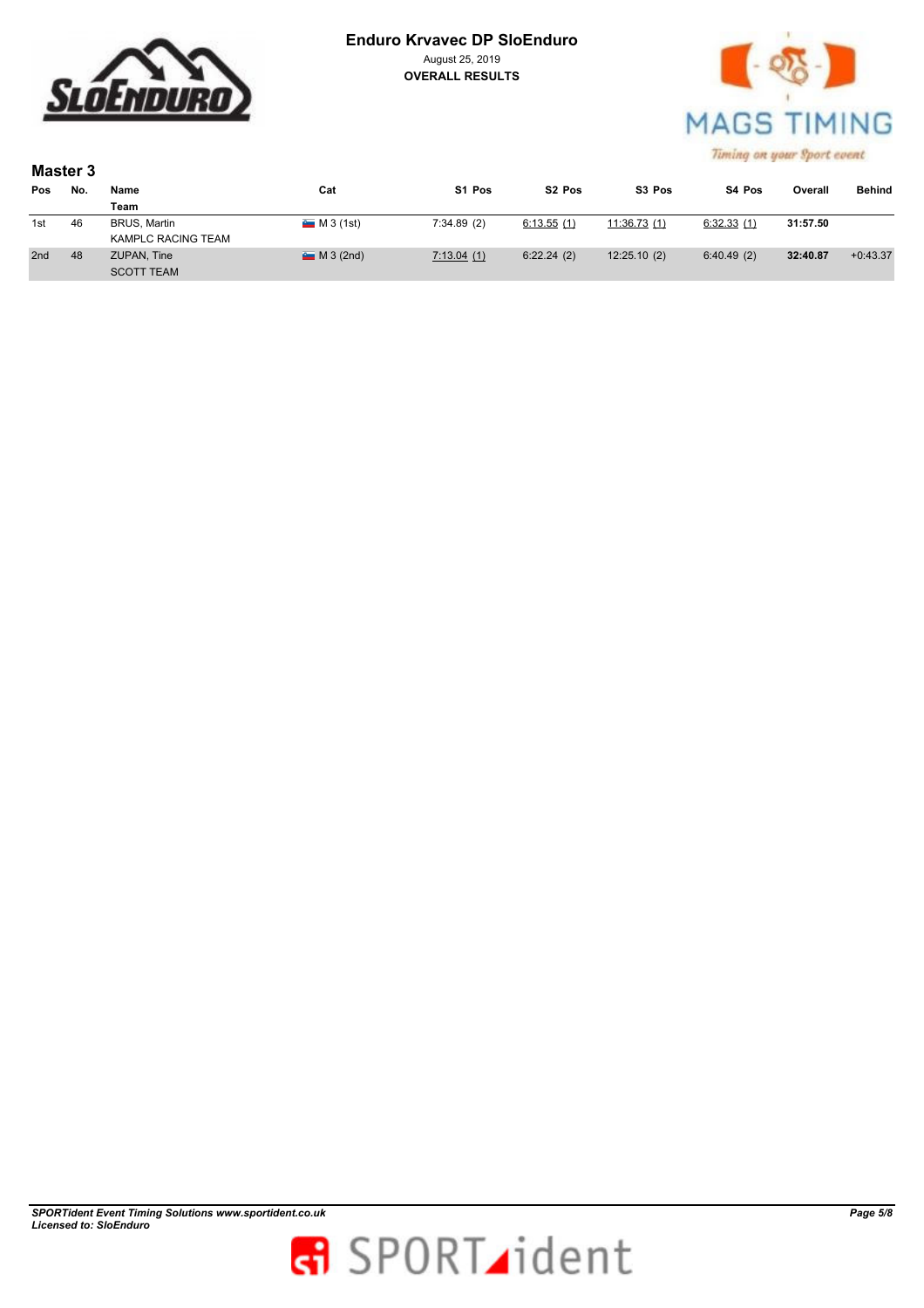# Enduro Krvavec DP SloEnduro

August 25, 2019

**OVERALL RESULTS**

## Master 3

| Pos | No. | Name<br>Team | Cat | S1 Pos | S2 Pos | S3 Pos | S4 Pos | Overall | Behind |
|---|---|---|---|---|---|---|---|---|---|
| 1st | 46 | BRUS, Martin<br>KAMPLC RACING TEAM | M 3 (1st) | 7:34.89 (2) | 6:13.55 (1) | 11:36.73 (1) | 6:32.33 (1) | **31:57.50** | |
| 2nd | 48 | ZUPAN, Tine<br>SCOTT TEAM | M 3 (2nd) | 7:13.04 (1) | 6:22.24 (2) | 12:25.10 (2) | 6:40.49 (2) | **32:40.87** | +0:43.37 |

*SPORTident Event Timing Solutions www.sportident.co.uk*
*Licensed to: SloEnduro*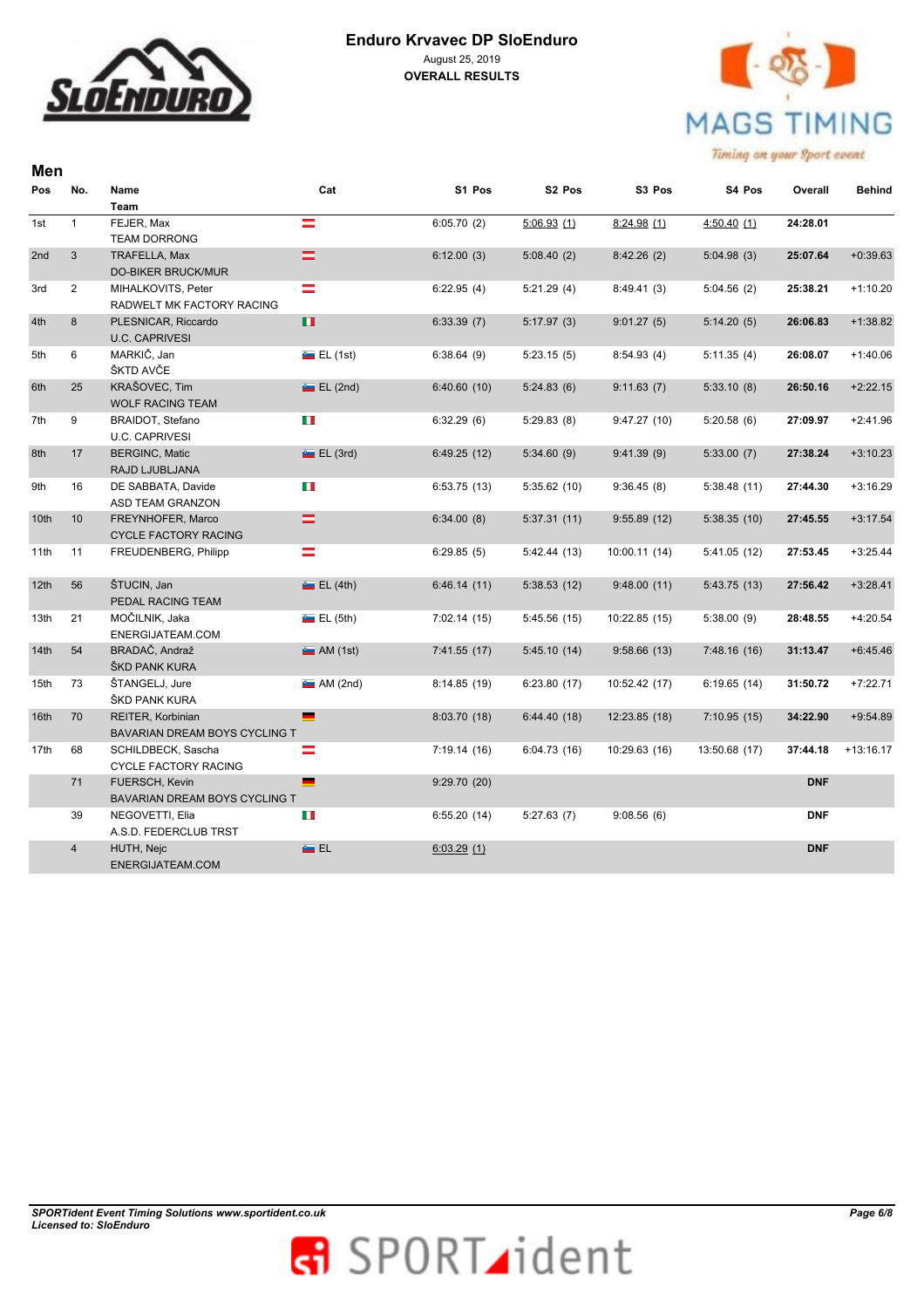# Enduro Krvavec DP SloEnduro

August 25, 2019

**OVERALL RESULTS**

## Men

| Pos | No. | Name / Team | Cat | S1 Pos | S2 Pos | S3 Pos | S4 Pos | Overall | Behind |
|---|---|---|---|---|---|---|---|---|---|
| 1st | 1 | FEJER, Max<br>TEAM DORRONG | | 6:05.70 (2) | 5:06.93 (1) | 8:24.98 (1) | 4:50.40 (1) | **24:28.01** | |
| 2nd | 3 | TRAFELLA, Max<br>DO-BIKER BRUCK/MUR | | 6:12.00 (3) | 5:08.40 (2) | 8:42.26 (2) | 5:04.98 (3) | **25:07.64** | +0:39.63 |
| 3rd | 2 | MIHALKOVITS, Peter<br>RADWELT MK FACTORY RACING | | 6:22.95 (4) | 5:21.29 (4) | 8:49.41 (3) | 5:04.56 (2) | **25:38.21** | +1:10.20 |
| 4th | 8 | PLESNICAR, Riccardo<br>U.C. CAPRIVESI | | 6:33.39 (7) | 5:17.97 (3) | 9:01.27 (5) | 5:14.20 (5) | **26:06.83** | +1:38.82 |
| 5th | 6 | MARKIČ, Jan<br>ŠKTD AVČE | EL (1st) | 6:38.64 (9) | 5:23.15 (5) | 8:54.93 (4) | 5:11.35 (4) | **26:08.07** | +1:40.06 |
| 6th | 25 | KRAŠOVEC, Tim<br>WOLF RACING TEAM | EL (2nd) | 6:40.60 (10) | 5:24.83 (6) | 9:11.63 (7) | 5:33.10 (8) | **26:50.16** | +2:22.15 |
| 7th | 9 | BRAIDOT, Stefano<br>U.C. CAPRIVESI | | 6:32.29 (6) | 5:29.83 (8) | 9:47.27 (10) | 5:20.58 (6) | **27:09.97** | +2:41.96 |
| 8th | 17 | BERGINC, Matic<br>RAJD LJUBLJANA | EL (3rd) | 6:49.25 (12) | 5:34.60 (9) | 9:41.39 (9) | 5:33.00 (7) | **27:38.24** | +3:10.23 |
| 9th | 16 | DE SABBATA, Davide<br>ASD TEAM GRANZON | | 6:53.75 (13) | 5:35.62 (10) | 9:36.45 (8) | 5:38.48 (11) | **27:44.30** | +3:16.29 |
| 10th | 10 | FREYNHOFER, Marco<br>CYCLE FACTORY RACING | | 6:34.00 (8) | 5:37.31 (11) | 9:55.89 (12) | 5:38.35 (10) | **27:45.55** | +3:17.54 |
| 11th | 11 | FREUDENBERG, Philipp | | 6:29.85 (5) | 5:42.44 (13) | 10:00.11 (14) | 5:41.05 (12) | **27:53.45** | +3:25.44 |
| 12th | 56 | ŠTUCIN, Jan<br>PEDAL RACING TEAM | EL (4th) | 6:46.14 (11) | 5:38.53 (12) | 9:48.00 (11) | 5:43.75 (13) | **27:56.42** | +3:28.41 |
| 13th | 21 | MOČILNIK, Jaka<br>ENERGIJATEAM.COM | EL (5th) | 7:02.14 (15) | 5:45.56 (15) | 10:22.85 (15) | 5:38.00 (9) | **28:48.55** | +4:20.54 |
| 14th | 54 | BRADAČ, Andraž<br>ŠKD PANK KURA | AM (1st) | 7:41.55 (17) | 5:45.10 (14) | 9:58.66 (13) | 7:48.16 (16) | **31:13.47** | +6:45.46 |
| 15th | 73 | ŠTANGELJ, Jure<br>ŠKD PANK KURA | AM (2nd) | 8:14.85 (19) | 6:23.80 (17) | 10:52.42 (17) | 6:19.65 (14) | **31:50.72** | +7:22.71 |
| 16th | 70 | REITER, Korbinian<br>BAVARIAN DREAM BOYS CYCLING T | | 8:03.70 (18) | 6:44.40 (18) | 12:23.85 (18) | 7:10.95 (15) | **34:22.90** | +9:54.89 |
| 17th | 68 | SCHILDBECK, Sascha<br>CYCLE FACTORY RACING | | 7:19.14 (16) | 6:04.73 (16) | 10:29.63 (16) | 13:50.68 (17) | **37:44.18** | +13:16.17 |
| | 71 | FUERSCH, Kevin<br>BAVARIAN DREAM BOYS CYCLING T | | 9:29.70 (20) | | | | **DNF** | |
| | 39 | NEGOVETTI, Elia<br>A.S.D. FEDERCLUB TRST | | 6:55.20 (14) | 5:27.63 (7) | 9:08.56 (6) | | **DNF** | |
| | 4 | HUTH, Nejc<br>ENERGIJATEAM.COM | EL | 6:03.29 (1) | | | | **DNF** | |

*SPORTident Event Timing Solutions www.sportident.co.uk*
*Licensed to: SloEnduro*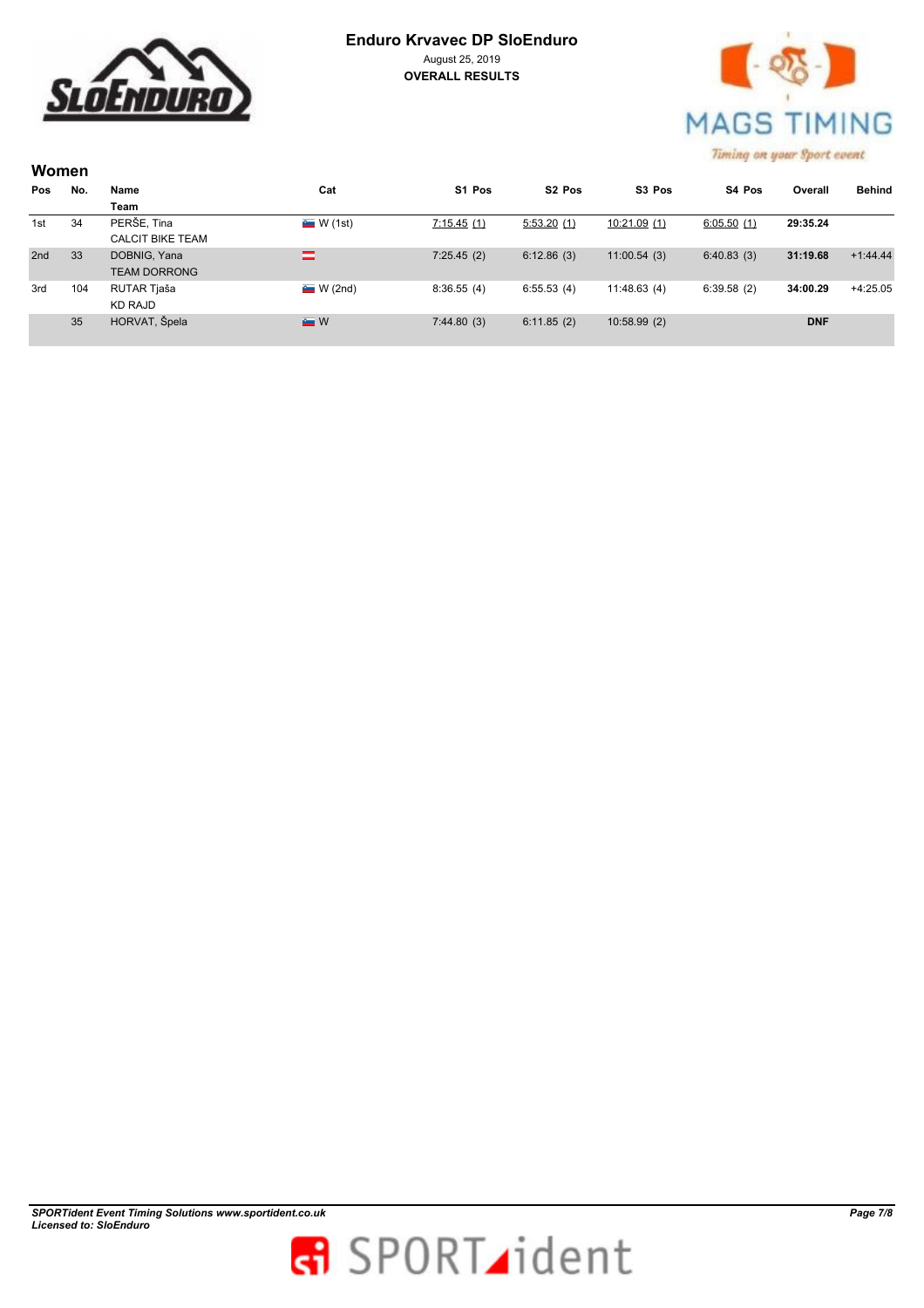**Enduro Krvavec DP SloEnduro**

August 25, 2019

**OVERALL RESULTS**

## Women

| Pos | No. | Name / Team | Cat | S1 Pos | S2 Pos | S3 Pos | S4 Pos | Overall | Behind |
|---|---|---|---|---|---|---|---|---|---|
| 1st | 34 | PERŠE, Tina<br>CALCIT BIKE TEAM | W (1st) | 7:15.45 (1) | 5:53.20 (1) | 10:21.09 (1) | 6:05.50 (1) | **29:35.24** | |
| 2nd | 33 | DOBNIG, Yana<br>TEAM DORRONG | | 7:25.45 (2) | 6:12.86 (3) | 11:00.54 (3) | 6:40.83 (3) | **31:19.68** | +1:44.44 |
| 3rd | 104 | RUTAR Tjaša<br>KD RAJD | W (2nd) | 8:36.55 (4) | 6:55.53 (4) | 11:48.63 (4) | 6:39.58 (2) | **34:00.29** | +4:25.05 |
| | 35 | HORVAT, Špela | W | 7:44.80 (3) | 6:11.85 (2) | 10:58.99 (2) | | **DNF** | |

*SPORTident Event Timing Solutions www.sportident.co.uk*
*Licensed to: SloEnduro*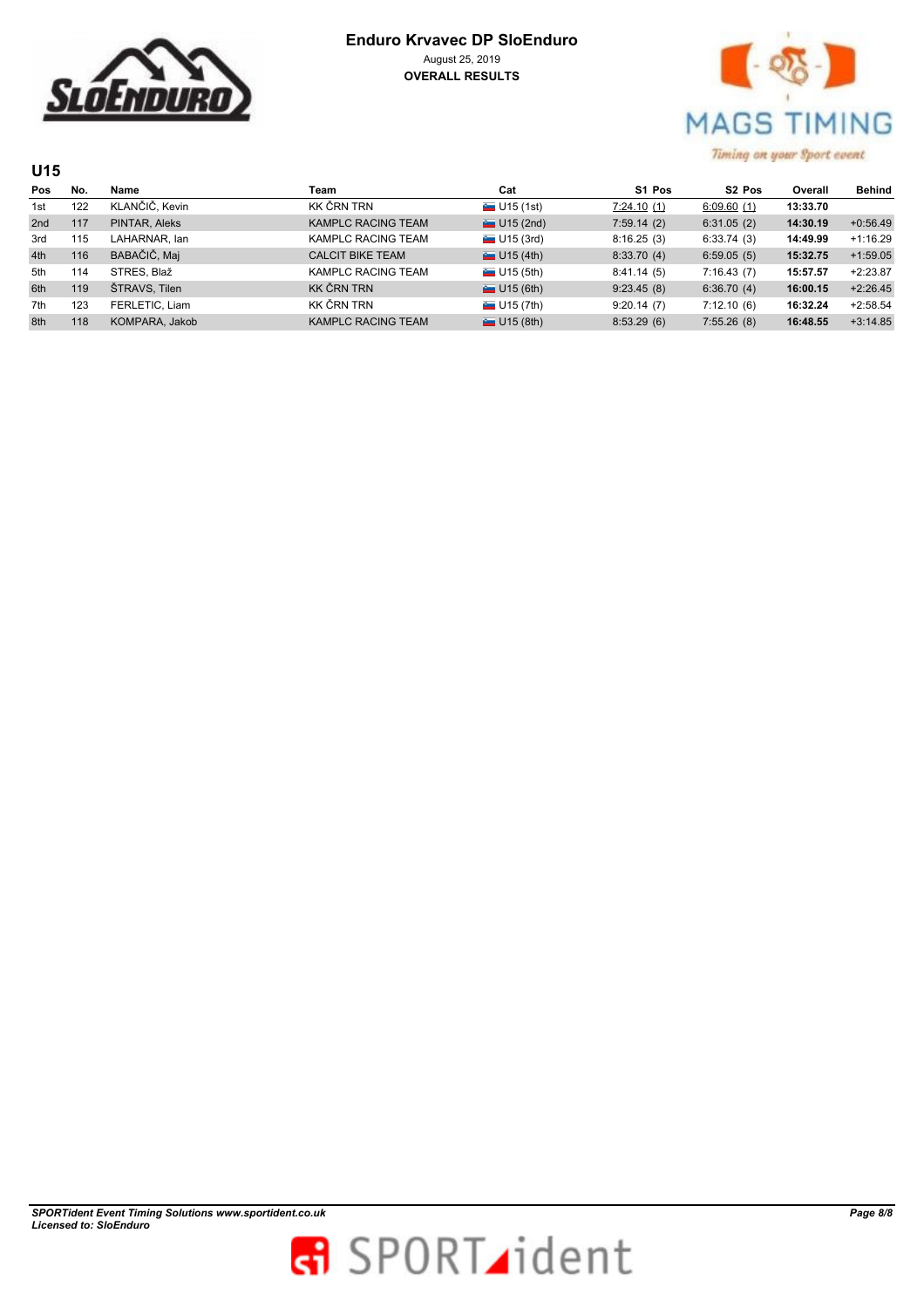# Enduro Krvavec DP SloEnduro

August 25, 2019

**OVERALL RESULTS**

## U15

| Pos | No. | Name | Team | Cat | S1 Pos | S2 Pos | Overall | Behind |
|---|---|---|---|---|---|---|---|---|
| 1st | 122 | KLANČIČ, Kevin | KK ČRN TRN | U15 (1st) | 7:24.10 (1) | 6:09.60 (1) | **13:33.70** | |
| 2nd | 117 | PINTAR, Aleks | KAMPLC RACING TEAM | U15 (2nd) | 7:59.14 (2) | 6:31.05 (2) | **14:30.19** | +0:56.49 |
| 3rd | 115 | LAHARNAR, Ian | KAMPLC RACING TEAM | U15 (3rd) | 8:16.25 (3) | 6:33.74 (3) | **14:49.99** | +1:16.29 |
| 4th | 116 | BABAČIČ, Maj | CALCIT BIKE TEAM | U15 (4th) | 8:33.70 (4) | 6:59.05 (5) | **15:32.75** | +1:59.05 |
| 5th | 114 | STRES, Blaž | KAMPLC RACING TEAM | U15 (5th) | 8:41.14 (5) | 7:16.43 (7) | **15:57.57** | +2:23.87 |
| 6th | 119 | ŠTRAVS, Tilen | KK ČRN TRN | U15 (6th) | 9:23.45 (8) | 6:36.70 (4) | **16:00.15** | +2:26.45 |
| 7th | 123 | FERLETIC, Liam | KK ČRN TRN | U15 (7th) | 9:20.14 (7) | 7:12.10 (6) | **16:32.24** | +2:58.54 |
| 8th | 118 | KOMPARA, Jakob | KAMPLC RACING TEAM | U15 (8th) | 8:53.29 (6) | 7:55.26 (8) | **16:48.55** | +3:14.85 |

*SPORTident Event Timing Solutions www.sportident.co.uk*
*Licensed to: SloEnduro*